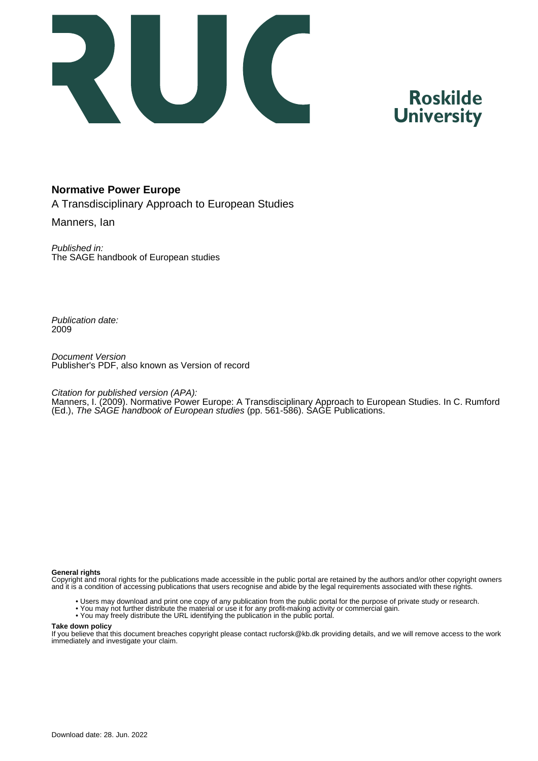Roskilde University

# Normative Power Europe

A Transdisciplinary Approach to European Studies

Manners, Ian

*Published in:*
The SAGE handbook of European studies

*Publication date:*
2009

*Document Version*
Publisher's PDF, also known as Version of record

*Citation for published version (APA):*
Manners, I. (2009). Normative Power Europe: A Transdisciplinary Approach to European Studies. In C. Rumford (Ed.), *The SAGE handbook of European studies* (pp. 561-586). SAGE Publications.

**General rights**
Copyright and moral rights for the publications made accessible in the public portal are retained by the authors and/or other copyright owners and it is a condition of accessing publications that users recognise and abide by the legal requirements associated with these rights.

- Users may download and print one copy of any publication from the public portal for the purpose of private study or research.
- You may not further distribute the material or use it for any profit-making activity or commercial gain.
- You may freely distribute the URL identifying the publication in the public portal.

**Take down policy**
If you believe that this document breaches copyright please contact rucforsk@kb.dk providing details, and we will remove access to the work immediately and investigate your claim.

Download date: 28. Jun. 2022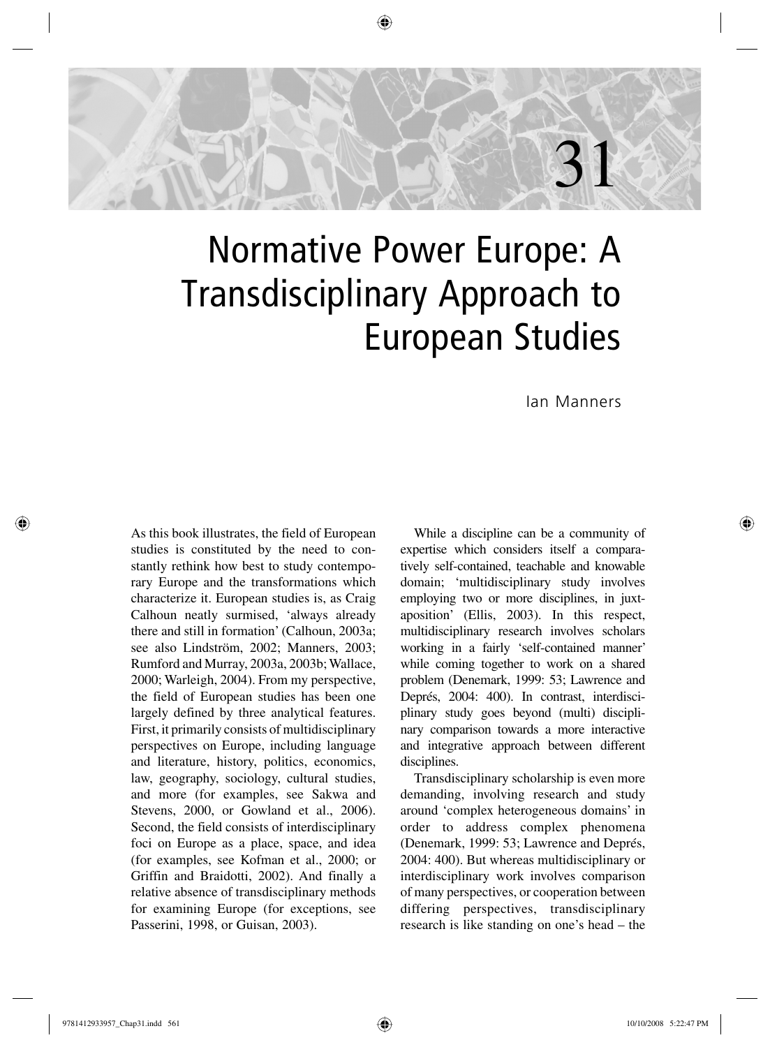# Normative Power Europe: A Transdisciplinary Approach to European Studies

Ian Manners

As this book illustrates, the field of European studies is constituted by the need to constantly rethink how best to study contemporary Europe and the transformations which characterize it. European studies is, as Craig Calhoun neatly surmised, 'always already there and still in formation' (Calhoun, 2003a; see also Lindström, 2002; Manners, 2003; Rumford and Murray, 2003a, 2003b; Wallace, 2000; Warleigh, 2004). From my perspective, the field of European studies has been one largely defined by three analytical features. First, it primarily consists of multidisciplinary perspectives on Europe, including language and literature, history, politics, economics, law, geography, sociology, cultural studies, and more (for examples, see Sakwa and Stevens, 2000, or Gowland et al., 2006). Second, the field consists of interdisciplinary foci on Europe as a place, space, and idea (for examples, see Kofman et al., 2000; or Griffin and Braidotti, 2002). And finally a relative absence of transdisciplinary methods for examining Europe (for exceptions, see Passerini, 1998, or Guisan, 2003).

While a discipline can be a community of expertise which considers itself a comparatively self-contained, teachable and knowable domain; 'multidisciplinary study involves employing two or more disciplines, in juxtaposition' (Ellis, 2003). In this respect, multidisciplinary research involves scholars working in a fairly 'self-contained manner' while coming together to work on a shared problem (Denemark, 1999: 53; Lawrence and Deprés, 2004: 400). In contrast, interdisciplinary study goes beyond (multi) disciplinary comparison towards a more interactive and integrative approach between different disciplines.

Transdisciplinary scholarship is even more demanding, involving research and study around 'complex heterogeneous domains' in order to address complex phenomena (Denemark, 1999: 53; Lawrence and Deprés, 2004: 400). But whereas multidisciplinary or interdisciplinary work involves comparison of many perspectives, or cooperation between differing perspectives, transdisciplinary research is like standing on one's head – the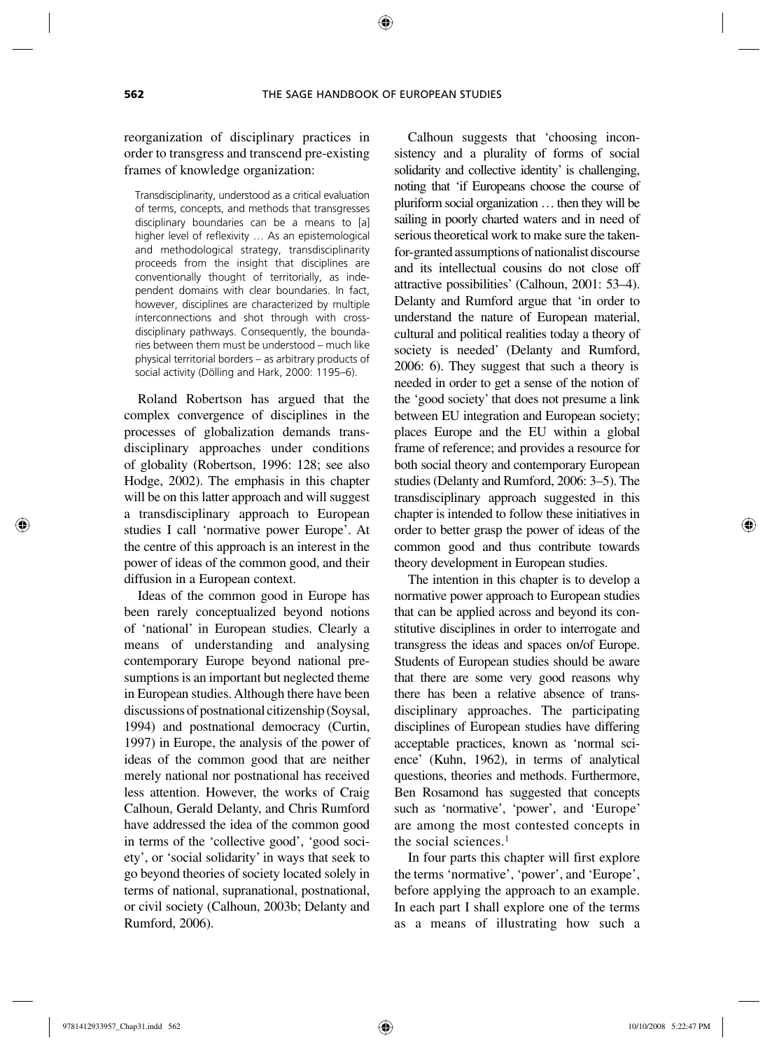reorganization of disciplinary practices in order to transgress and transcend pre-existing frames of knowledge organization:

> Transdisciplinarity, understood as a critical evaluation of terms, concepts, and methods that transgresses disciplinary boundaries can be a means to [a] higher level of reflexivity … As an epistemological and methodological strategy, transdisciplinarity proceeds from the insight that disciplines are conventionally thought of territorially, as independent domains with clear boundaries. In fact, however, disciplines are characterized by multiple interconnections and shot through with cross-disciplinary pathways. Consequently, the boundaries between them must be understood – much like physical territorial borders – as arbitrary products of social activity (Dölling and Hark, 2000: 1195–6).

Roland Robertson has argued that the complex convergence of disciplines in the processes of globalization demands transdisciplinary approaches under conditions of globality (Robertson, 1996: 128; see also Hodge, 2002). The emphasis in this chapter will be on this latter approach and will suggest a transdisciplinary approach to European studies I call 'normative power Europe'. At the centre of this approach is an interest in the power of ideas of the common good, and their diffusion in a European context.

Ideas of the common good in Europe has been rarely conceptualized beyond notions of 'national' in European studies. Clearly a means of understanding and analysing contemporary Europe beyond national presumptions is an important but neglected theme in European studies. Although there have been discussions of postnational citizenship (Soysal, 1994) and postnational democracy (Curtin, 1997) in Europe, the analysis of the power of ideas of the common good that are neither merely national nor postnational has received less attention. However, the works of Craig Calhoun, Gerald Delanty, and Chris Rumford have addressed the idea of the common good in terms of the 'collective good', 'good society', or 'social solidarity' in ways that seek to go beyond theories of society located solely in terms of national, supranational, postnational, or civil society (Calhoun, 2003b; Delanty and Rumford, 2006).

Calhoun suggests that 'choosing inconsistency and a plurality of forms of social solidarity and collective identity' is challenging, noting that 'if Europeans choose the course of pluriform social organization … then they will be sailing in poorly charted waters and in need of serious theoretical work to make sure the taken-for-granted assumptions of nationalist discourse and its intellectual cousins do not close off attractive possibilities' (Calhoun, 2001: 53–4). Delanty and Rumford argue that 'in order to understand the nature of European material, cultural and political realities today a theory of society is needed' (Delanty and Rumford, 2006: 6). They suggest that such a theory is needed in order to get a sense of the notion of the 'good society' that does not presume a link between EU integration and European society; places Europe and the EU within a global frame of reference; and provides a resource for both social theory and contemporary European studies (Delanty and Rumford, 2006: 3–5). The transdisciplinary approach suggested in this chapter is intended to follow these initiatives in order to better grasp the power of ideas of the common good and thus contribute towards theory development in European studies.

The intention in this chapter is to develop a normative power approach to European studies that can be applied across and beyond its constitutive disciplines in order to interrogate and transgress the ideas and spaces on/of Europe. Students of European studies should be aware that there are some very good reasons why there has been a relative absence of transdisciplinary approaches. The participating disciplines of European studies have differing acceptable practices, known as 'normal science' (Kuhn, 1962), in terms of analytical questions, theories and methods. Furthermore, Ben Rosamond has suggested that concepts such as 'normative', 'power', and 'Europe' are among the most contested concepts in the social sciences.[1]

In four parts this chapter will first explore the terms 'normative', 'power', and 'Europe', before applying the approach to an example. In each part I shall explore one of the terms as a means of illustrating how such a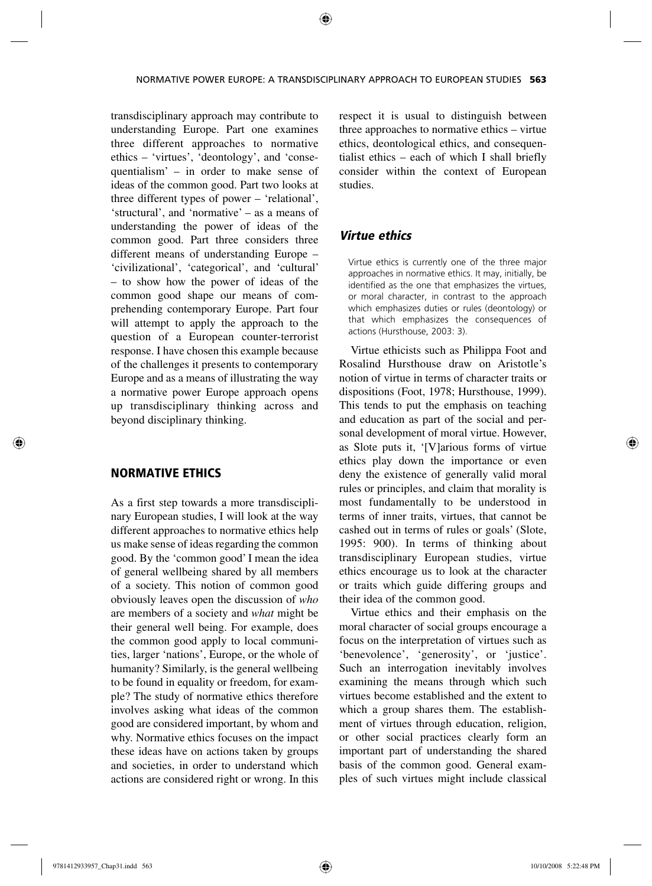transdisciplinary approach may contribute to understanding Europe. Part one examines three different approaches to normative ethics – 'virtues', 'deontology', and 'consequentialism' – in order to make sense of ideas of the common good. Part two looks at three different types of power – 'relational', 'structural', and 'normative' – as a means of understanding the power of ideas of the common good. Part three considers three different means of understanding Europe – 'civilizational', 'categorical', and 'cultural' – to show how the power of ideas of the common good shape our means of comprehending contemporary Europe. Part four will attempt to apply the approach to the question of a European counter-terrorist response. I have chosen this example because of the challenges it presents to contemporary Europe and as a means of illustrating the way a normative power Europe approach opens up transdisciplinary thinking across and beyond disciplinary thinking.

## NORMATIVE ETHICS

As a first step towards a more transdisciplinary European studies, I will look at the way different approaches to normative ethics help us make sense of ideas regarding the common good. By the 'common good' I mean the idea of general wellbeing shared by all members of a society. This notion of common good obviously leaves open the discussion of *who* are members of a society and *what* might be their general well being. For example, does the common good apply to local communities, larger 'nations', Europe, or the whole of humanity? Similarly, is the general wellbeing to be found in equality or freedom, for example? The study of normative ethics therefore involves asking what ideas of the common good are considered important, by whom and why. Normative ethics focuses on the impact these ideas have on actions taken by groups and societies, in order to understand which actions are considered right or wrong. In this respect it is usual to distinguish between three approaches to normative ethics – virtue ethics, deontological ethics, and consequentialist ethics – each of which I shall briefly consider within the context of European studies.

### *Virtue ethics*

> Virtue ethics is currently one of the three major approaches in normative ethics. It may, initially, be identified as the one that emphasizes the virtues, or moral character, in contrast to the approach which emphasizes duties or rules (deontology) or that which emphasizes the consequences of actions (Hursthouse, 2003: 3).

Virtue ethicists such as Philippa Foot and Rosalind Hursthouse draw on Aristotle's notion of virtue in terms of character traits or dispositions (Foot, 1978; Hursthouse, 1999). This tends to put the emphasis on teaching and education as part of the social and personal development of moral virtue. However, as Slote puts it, '[V]arious forms of virtue ethics play down the importance or even deny the existence of generally valid moral rules or principles, and claim that morality is most fundamentally to be understood in terms of inner traits, virtues, that cannot be cashed out in terms of rules or goals' (Slote, 1995: 900). In terms of thinking about transdisciplinary European studies, virtue ethics encourage us to look at the character or traits which guide differing groups and their idea of the common good.

Virtue ethics and their emphasis on the moral character of social groups encourage a focus on the interpretation of virtues such as 'benevolence', 'generosity', or 'justice'. Such an interrogation inevitably involves examining the means through which such virtues become established and the extent to which a group shares them. The establishment of virtues through education, religion, or other social practices clearly form an important part of understanding the shared basis of the common good. General examples of such virtues might include classical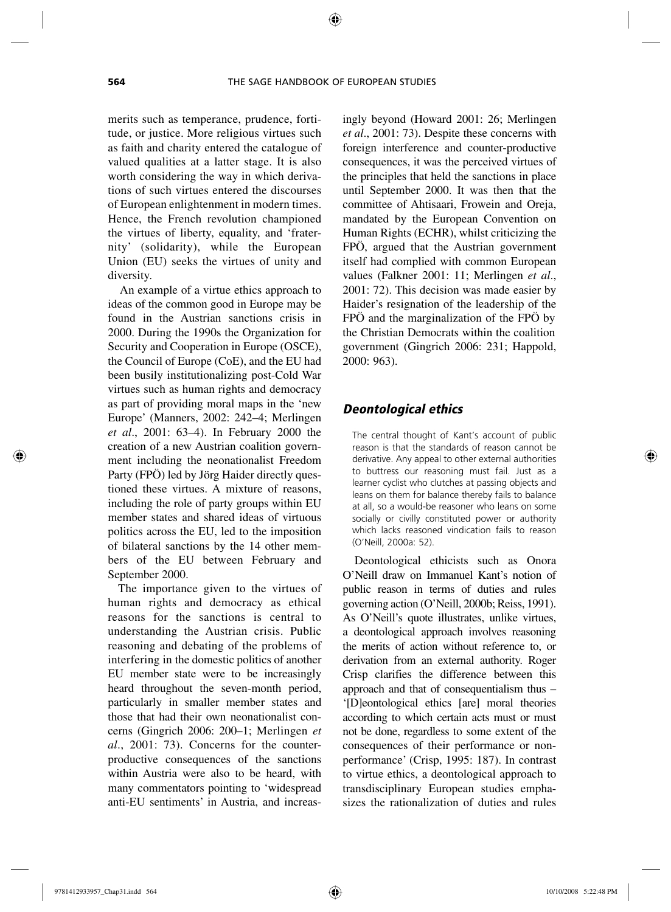merits such as temperance, prudence, fortitude, or justice. More religious virtues such as faith and charity entered the catalogue of valued qualities at a latter stage. It is also worth considering the way in which derivations of such virtues entered the discourses of European enlightenment in modern times. Hence, the French revolution championed the virtues of liberty, equality, and 'fraternity' (solidarity), while the European Union (EU) seeks the virtues of unity and diversity.

An example of a virtue ethics approach to ideas of the common good in Europe may be found in the Austrian sanctions crisis in 2000. During the 1990s the Organization for Security and Cooperation in Europe (OSCE), the Council of Europe (CoE), and the EU had been busily institutionalizing post-Cold War virtues such as human rights and democracy as part of providing moral maps in the 'new Europe' (Manners, 2002: 242–4; Merlingen *et al*., 2001: 63–4). In February 2000 the creation of a new Austrian coalition government including the neonationalist Freedom Party (FPÖ) led by Jörg Haider directly questioned these virtues. A mixture of reasons, including the role of party groups within EU member states and shared ideas of virtuous politics across the EU, led to the imposition of bilateral sanctions by the 14 other members of the EU between February and September 2000.

The importance given to the virtues of human rights and democracy as ethical reasons for the sanctions is central to understanding the Austrian crisis. Public reasoning and debating of the problems of interfering in the domestic politics of another EU member state were to be increasingly heard throughout the seven-month period, particularly in smaller member states and those that had their own neonationalist concerns (Gingrich 2006: 200–1; Merlingen *et al*., 2001: 73). Concerns for the counterproductive consequences of the sanctions within Austria were also to be heard, with many commentators pointing to 'widespread anti-EU sentiments' in Austria, and increasingly beyond (Howard 2001: 26; Merlingen *et al*., 2001: 73). Despite these concerns with foreign interference and counter-productive consequences, it was the perceived virtues of the principles that held the sanctions in place until September 2000. It was then that the committee of Ahtisaari, Frowein and Oreja, mandated by the European Convention on Human Rights (ECHR), whilst criticizing the FPÖ, argued that the Austrian government itself had complied with common European values (Falkner 2001: 11; Merlingen *et al*., 2001: 72). This decision was made easier by Haider's resignation of the leadership of the FPÖ and the marginalization of the FPÖ by the Christian Democrats within the coalition government (Gingrich 2006: 231; Happold, 2000: 963).

## *Deontological ethics*

> The central thought of Kant's account of public reason is that the standards of reason cannot be derivative. Any appeal to other external authorities to buttress our reasoning must fail. Just as a learner cyclist who clutches at passing objects and leans on them for balance thereby fails to balance at all, so a would-be reasoner who leans on some socially or civilly constituted power or authority which lacks reasoned vindication fails to reason (O'Neill, 2000a: 52).

Deontological ethicists such as Onora O'Neill draw on Immanuel Kant's notion of public reason in terms of duties and rules governing action (O'Neill, 2000b; Reiss, 1991). As O'Neill's quote illustrates, unlike virtues, a deontological approach involves reasoning the merits of action without reference to, or derivation from an external authority. Roger Crisp clarifies the difference between this approach and that of consequentialism thus – '[D]eontological ethics [are] moral theories according to which certain acts must or must not be done, regardless to some extent of the consequences of their performance or non-performance' (Crisp, 1995: 187). In contrast to virtue ethics, a deontological approach to transdisciplinary European studies emphasizes the rationalization of duties and rules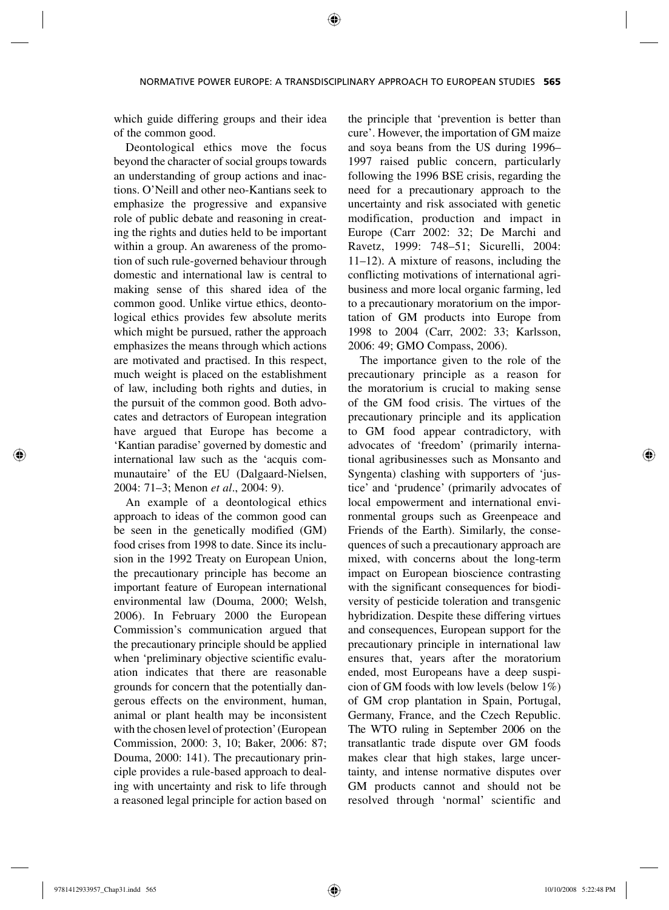which guide differing groups and their idea of the common good.

Deontological ethics move the focus beyond the character of social groups towards an understanding of group actions and inactions. O'Neill and other neo-Kantians seek to emphasize the progressive and expansive role of public debate and reasoning in creating the rights and duties held to be important within a group. An awareness of the promotion of such rule-governed behaviour through domestic and international law is central to making sense of this shared idea of the common good. Unlike virtue ethics, deontological ethics provides few absolute merits which might be pursued, rather the approach emphasizes the means through which actions are motivated and practised. In this respect, much weight is placed on the establishment of law, including both rights and duties, in the pursuit of the common good. Both advocates and detractors of European integration have argued that Europe has become a 'Kantian paradise' governed by domestic and international law such as the 'acquis communautaire' of the EU (Dalgaard-Nielsen, 2004: 71–3; Menon *et al*., 2004: 9).

An example of a deontological ethics approach to ideas of the common good can be seen in the genetically modified (GM) food crises from 1998 to date. Since its inclusion in the 1992 Treaty on European Union, the precautionary principle has become an important feature of European international environmental law (Douma, 2000; Welsh, 2006). In February 2000 the European Commission's communication argued that the precautionary principle should be applied when 'preliminary objective scientific evaluation indicates that there are reasonable grounds for concern that the potentially dangerous effects on the environment, human, animal or plant health may be inconsistent with the chosen level of protection' (European Commission, 2000: 3, 10; Baker, 2006: 87; Douma, 2000: 141). The precautionary principle provides a rule-based approach to dealing with uncertainty and risk to life through a reasoned legal principle for action based on the principle that 'prevention is better than cure'. However, the importation of GM maize and soya beans from the US during 1996–1997 raised public concern, particularly following the 1996 BSE crisis, regarding the need for a precautionary approach to the uncertainty and risk associated with genetic modification, production and impact in Europe (Carr 2002: 32; De Marchi and Ravetz, 1999: 748–51; Sicurelli, 2004: 11–12). A mixture of reasons, including the conflicting motivations of international agribusiness and more local organic farming, led to a precautionary moratorium on the importation of GM products into Europe from 1998 to 2004 (Carr, 2002: 33; Karlsson, 2006: 49; GMO Compass, 2006).

The importance given to the role of the precautionary principle as a reason for the moratorium is crucial to making sense of the GM food crisis. The virtues of the precautionary principle and its application to GM food appear contradictory, with advocates of 'freedom' (primarily international agribusinesses such as Monsanto and Syngenta) clashing with supporters of 'justice' and 'prudence' (primarily advocates of local empowerment and international environmental groups such as Greenpeace and Friends of the Earth). Similarly, the consequences of such a precautionary approach are mixed, with concerns about the long-term impact on European bioscience contrasting with the significant consequences for biodiversity of pesticide toleration and transgenic hybridization. Despite these differing virtues and consequences, European support for the precautionary principle in international law ensures that, years after the moratorium ended, most Europeans have a deep suspicion of GM foods with low levels (below 1%) of GM crop plantation in Spain, Portugal, Germany, France, and the Czech Republic. The WTO ruling in September 2006 on the transatlantic trade dispute over GM foods makes clear that high stakes, large uncertainty, and intense normative disputes over GM products cannot and should not be resolved through 'normal' scientific and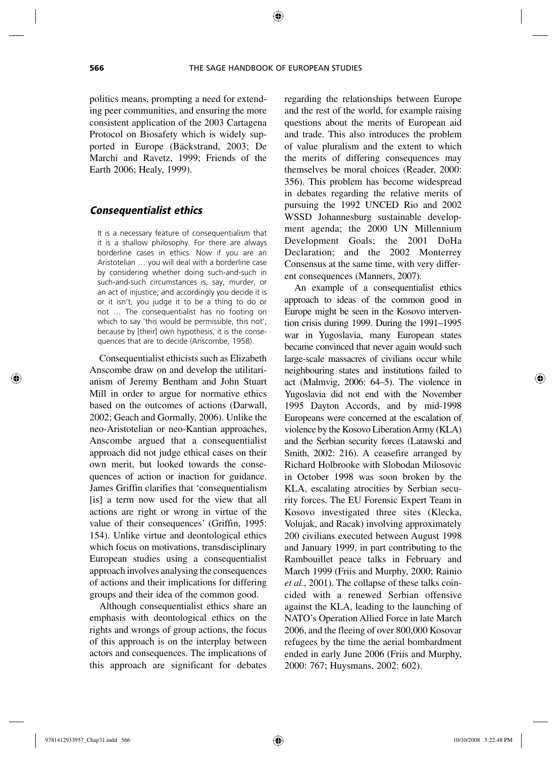politics means, prompting a need for extending peer communities, and ensuring the more consistent application of the 2003 Cartagena Protocol on Biosafety which is widely supported in Europe (Bäckstrand, 2003; De Marchi and Ravetz, 1999; Friends of the Earth 2006; Healy, 1999).

## *Consequentialist ethics*

> It is a necessary feature of consequentialism that it is a shallow philosophy. For there are always borderline cases in ethics. Now if you are an Aristotelian … you will deal with a borderline case by considering whether doing such-and-such in such-and-such circumstances is, say, murder, or an act of injustice; and accordingly you decide it is or it isn't, you judge it to be a thing to do or not … The consequentialist has no footing on which to say 'this would be permissible, this not'; because by [their] own hypothesis, it is the consequences that are to decide (Anscombe, 1958).

Consequentialist ethicists such as Elizabeth Anscombe draw on and develop the utilitarianism of Jeremy Bentham and John Stuart Mill in order to argue for normative ethics based on the outcomes of actions (Darwall, 2002; Geach and Gormally, 2006). Unlike the neo-Aristotelian or neo-Kantian approaches, Anscombe argued that a consequentialist approach did not judge ethical cases on their own merit, but looked towards the consequences of action or inaction for guidance. James Griffin clarifies that 'consequentialism [is] a term now used for the view that all actions are right or wrong in virtue of the value of their consequences' (Griffin, 1995: 154). Unlike virtue and deontological ethics which focus on motivations, transdisciplinary European studies using a consequentialist approach involves analysing the consequences of actions and their implications for differing groups and their idea of the common good.

Although consequentialist ethics share an emphasis with deontological ethics on the rights and wrongs of group actions, the focus of this approach is on the interplay between actors and consequences. The implications of this approach are significant for debates regarding the relationships between Europe and the rest of the world, for example raising questions about the merits of European aid and trade. This also introduces the problem of value pluralism and the extent to which the merits of differing consequences may themselves be moral choices (Reader, 2000: 356). This problem has become widespread in debates regarding the relative merits of pursuing the 1992 UNCED Rio and 2002 WSSD Johannesburg sustainable development agenda; the 2000 UN Millennium Development Goals; the 2001 DoHa Declaration; and the 2002 Monterrey Consensus at the same time, with very different consequences (Manners, 2007).

An example of a consequentialist ethics approach to ideas of the common good in Europe might be seen in the Kosovo intervention crisis during 1999. During the 1991–1995 war in Yugoslavia, many European states became convinced that never again would such large-scale massacres of civilians occur while neighbouring states and institutions failed to act (Malmvig, 2006: 64–5). The violence in Yugoslavia did not end with the November 1995 Dayton Accords, and by mid-1998 Europeans were concerned at the escalation of violence by the Kosovo Liberation Army (KLA) and the Serbian security forces (Latawski and Smith, 2002: 216). A ceasefire arranged by Richard Holbrooke with Slobodan Milosovic in October 1998 was soon broken by the KLA, escalating atrocities by Serbian security forces. The EU Forensic Expert Team in Kosovo investigated three sites (Klecka, Volujak, and Racak) involving approximately 200 civilians executed between August 1998 and January 1999, in part contributing to the Rambouillet peace talks in February and March 1999 (Friis and Murphy, 2000; Rainio *et al*., 2001). The collapse of these talks coincided with a renewed Serbian offensive against the KLA, leading to the launching of NATO's Operation Allied Force in late March 2006, and the fleeing of over 800,000 Kosovar refugees by the time the aerial bombardment ended in early June 2006 (Friis and Murphy, 2000: 767; Huysmans, 2002: 602).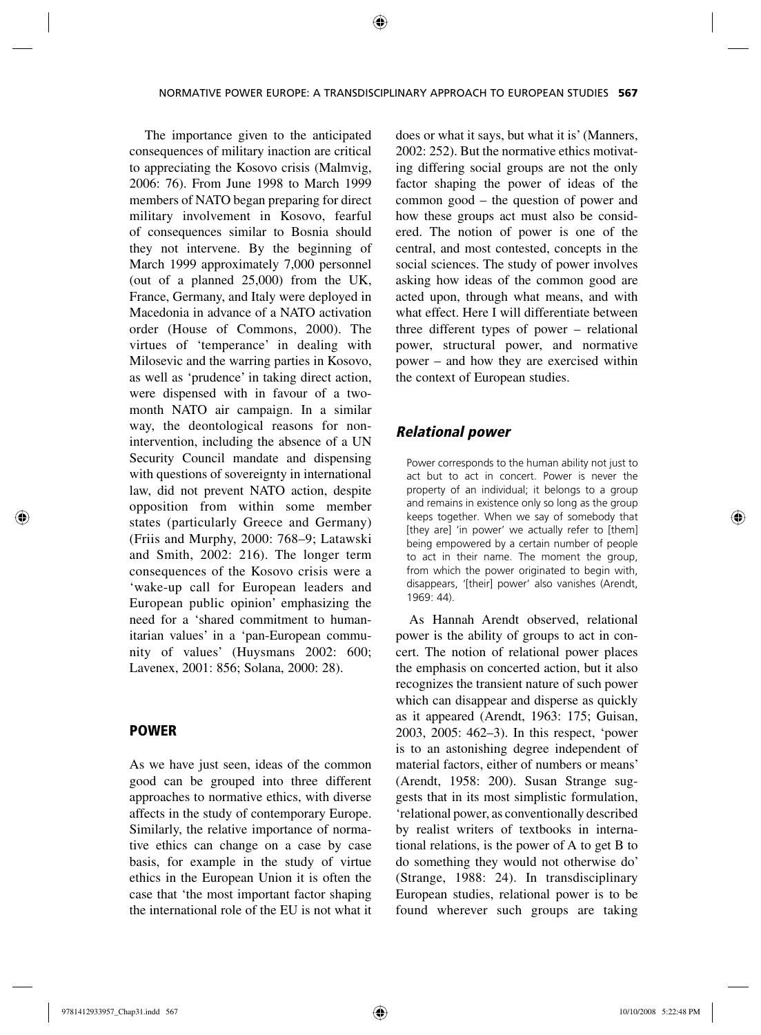The importance given to the anticipated consequences of military inaction are critical to appreciating the Kosovo crisis (Malmvig, 2006: 76). From June 1998 to March 1999 members of NATO began preparing for direct military involvement in Kosovo, fearful of consequences similar to Bosnia should they not intervene. By the beginning of March 1999 approximately 7,000 personnel (out of a planned 25,000) from the UK, France, Germany, and Italy were deployed in Macedonia in advance of a NATO activation order (House of Commons, 2000). The virtues of 'temperance' in dealing with Milosevic and the warring parties in Kosovo, as well as 'prudence' in taking direct action, were dispensed with in favour of a two-month NATO air campaign. In a similar way, the deontological reasons for non-intervention, including the absence of a UN Security Council mandate and dispensing with questions of sovereignty in international law, did not prevent NATO action, despite opposition from within some member states (particularly Greece and Germany) (Friis and Murphy, 2000: 768–9; Latawski and Smith, 2002: 216). The longer term consequences of the Kosovo crisis were a 'wake-up call for European leaders and European public opinion' emphasizing the need for a 'shared commitment to humanitarian values' in a 'pan-European community of values' (Huysmans 2002: 600; Lavenex, 2001: 856; Solana, 2000: 28).

## POWER

As we have just seen, ideas of the common good can be grouped into three different approaches to normative ethics, with diverse affects in the study of contemporary Europe. Similarly, the relative importance of normative ethics can change on a case by case basis, for example in the study of virtue ethics in the European Union it is often the case that 'the most important factor shaping the international role of the EU is not what it does or what it says, but what it is' (Manners, 2002: 252). But the normative ethics motivating differing social groups are not the only factor shaping the power of ideas of the common good – the question of power and how these groups act must also be considered. The notion of power is one of the central, and most contested, concepts in the social sciences. The study of power involves asking how ideas of the common good are acted upon, through what means, and with what effect. Here I will differentiate between three different types of power – relational power, structural power, and normative power – and how they are exercised within the context of European studies.

### *Relational power*

> Power corresponds to the human ability not just to act but to act in concert. Power is never the property of an individual; it belongs to a group and remains in existence only so long as the group keeps together. When we say of somebody that [they are] 'in power' we actually refer to [them] being empowered by a certain number of people to act in their name. The moment the group, from which the power originated to begin with, disappears, '[their] power' also vanishes (Arendt, 1969: 44).

As Hannah Arendt observed, relational power is the ability of groups to act in concert. The notion of relational power places the emphasis on concerted action, but it also recognizes the transient nature of such power which can disappear and disperse as quickly as it appeared (Arendt, 1963: 175; Guisan, 2003, 2005: 462–3). In this respect, 'power is to an astonishing degree independent of material factors, either of numbers or means' (Arendt, 1958: 200). Susan Strange suggests that in its most simplistic formulation, 'relational power, as conventionally described by realist writers of textbooks in international relations, is the power of A to get B to do something they would not otherwise do' (Strange, 1988: 24). In transdisciplinary European studies, relational power is to be found wherever such groups are taking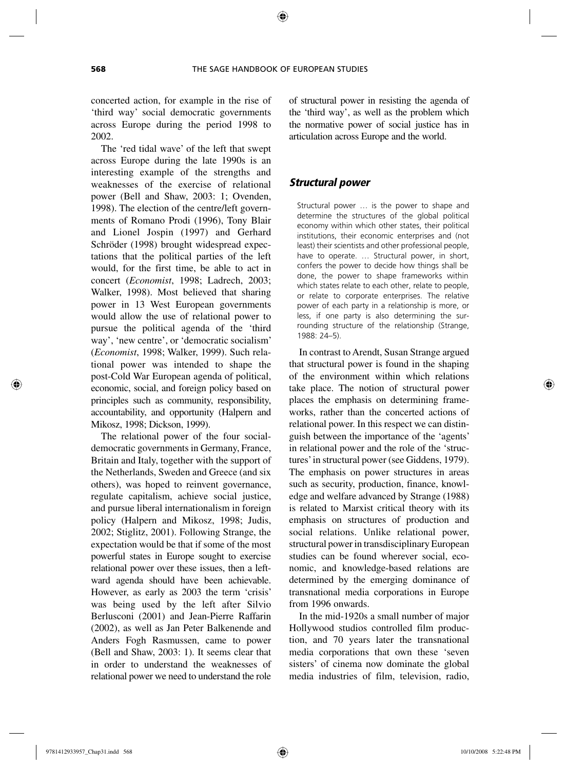concerted action, for example in the rise of 'third way' social democratic governments across Europe during the period 1998 to 2002.

The 'red tidal wave' of the left that swept across Europe during the late 1990s is an interesting example of the strengths and weaknesses of the exercise of relational power (Bell and Shaw, 2003: 1; Ovenden, 1998). The election of the centre/left governments of Romano Prodi (1996), Tony Blair and Lionel Jospin (1997) and Gerhard Schröder (1998) brought widespread expectations that the political parties of the left would, for the first time, be able to act in concert (*Economist*, 1998; Ladrech, 2003; Walker, 1998). Most believed that sharing power in 13 West European governments would allow the use of relational power to pursue the political agenda of the 'third way', 'new centre', or 'democratic socialism' (*Economist*, 1998; Walker, 1999). Such relational power was intended to shape the post-Cold War European agenda of political, economic, social, and foreign policy based on principles such as community, responsibility, accountability, and opportunity (Halpern and Mikosz, 1998; Dickson, 1999).

The relational power of the four social-democratic governments in Germany, France, Britain and Italy, together with the support of the Netherlands, Sweden and Greece (and six others), was hoped to reinvent governance, regulate capitalism, achieve social justice, and pursue liberal internationalism in foreign policy (Halpern and Mikosz, 1998; Judis, 2002; Stiglitz, 2001). Following Strange, the expectation would be that if some of the most powerful states in Europe sought to exercise relational power over these issues, then a leftward agenda should have been achievable. However, as early as 2003 the term 'crisis' was being used by the left after Silvio Berlusconi (2001) and Jean-Pierre Raffarin (2002), as well as Jan Peter Balkenende and Anders Fogh Rasmussen, came to power (Bell and Shaw, 2003: 1). It seems clear that in order to understand the weaknesses of relational power we need to understand the role of structural power in resisting the agenda of the 'third way', as well as the problem which the normative power of social justice has in articulation across Europe and the world.

### *Structural power*

> Structural power … is the power to shape and determine the structures of the global political economy within which other states, their political institutions, their economic enterprises and (not least) their scientists and other professional people, have to operate. … Structural power, in short, confers the power to decide how things shall be done, the power to shape frameworks within which states relate to each other, relate to people, or relate to corporate enterprises. The relative power of each party in a relationship is more, or less, if one party is also determining the surrounding structure of the relationship (Strange, 1988: 24–5).

In contrast to Arendt, Susan Strange argued that structural power is found in the shaping of the environment within which relations take place. The notion of structural power places the emphasis on determining frameworks, rather than the concerted actions of relational power. In this respect we can distinguish between the importance of the 'agents' in relational power and the role of the 'structures' in structural power (see Giddens, 1979). The emphasis on power structures in areas such as security, production, finance, knowledge and welfare advanced by Strange (1988) is related to Marxist critical theory with its emphasis on structures of production and social relations. Unlike relational power, structural power in transdisciplinary European studies can be found wherever social, economic, and knowledge-based relations are determined by the emerging dominance of transnational media corporations in Europe from 1996 onwards.

In the mid-1920s a small number of major Hollywood studios controlled film production, and 70 years later the transnational media corporations that own these 'seven sisters' of cinema now dominate the global media industries of film, television, radio,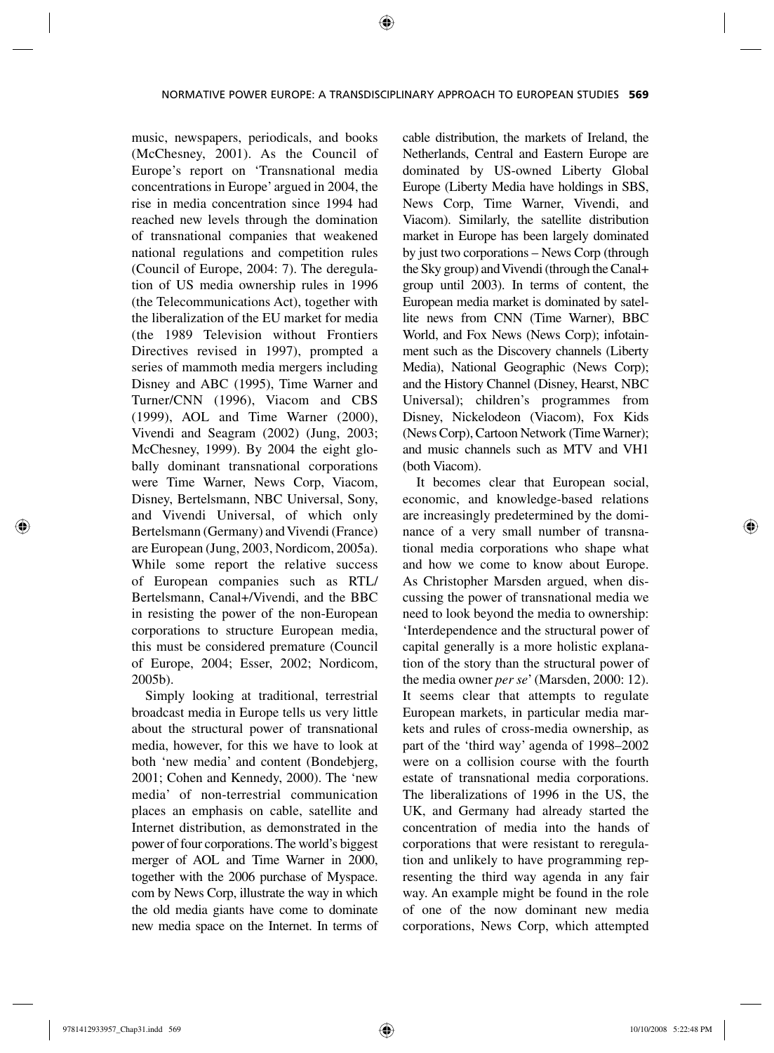music, newspapers, periodicals, and books (McChesney, 2001). As the Council of Europe's report on 'Transnational media concentrations in Europe' argued in 2004, the rise in media concentration since 1994 had reached new levels through the domination of transnational companies that weakened national regulations and competition rules (Council of Europe, 2004: 7). The deregulation of US media ownership rules in 1996 (the Telecommunications Act), together with the liberalization of the EU market for media (the 1989 Television without Frontiers Directives revised in 1997), prompted a series of mammoth media mergers including Disney and ABC (1995), Time Warner and Turner/CNN (1996), Viacom and CBS (1999), AOL and Time Warner (2000), Vivendi and Seagram (2002) (Jung, 2003; McChesney, 1999). By 2004 the eight globally dominant transnational corporations were Time Warner, News Corp, Viacom, Disney, Bertelsmann, NBC Universal, Sony, and Vivendi Universal, of which only Bertelsmann (Germany) and Vivendi (France) are European (Jung, 2003, Nordicom, 2005a). While some report the relative success of European companies such as RTL/Bertelsmann, Canal+/Vivendi, and the BBC in resisting the power of the non-European corporations to structure European media, this must be considered premature (Council of Europe, 2004; Esser, 2002; Nordicom, 2005b).

Simply looking at traditional, terrestrial broadcast media in Europe tells us very little about the structural power of transnational media, however, for this we have to look at both 'new media' and content (Bondebjerg, 2001; Cohen and Kennedy, 2000). The 'new media' of non-terrestrial communication places an emphasis on cable, satellite and Internet distribution, as demonstrated in the power of four corporations. The world's biggest merger of AOL and Time Warner in 2000, together with the 2006 purchase of Myspace.com by News Corp, illustrate the way in which the old media giants have come to dominate new media space on the Internet. In terms of cable distribution, the markets of Ireland, the Netherlands, Central and Eastern Europe are dominated by US-owned Liberty Global Europe (Liberty Media have holdings in SBS, News Corp, Time Warner, Vivendi, and Viacom). Similarly, the satellite distribution market in Europe has been largely dominated by just two corporations – News Corp (through the Sky group) and Vivendi (through the Canal+ group until 2003). In terms of content, the European media market is dominated by satellite news from CNN (Time Warner), BBC World, and Fox News (News Corp); infotainment such as the Discovery channels (Liberty Media), National Geographic (News Corp); and the History Channel (Disney, Hearst, NBC Universal); children's programmes from Disney, Nickelodeon (Viacom), Fox Kids (News Corp), Cartoon Network (Time Warner); and music channels such as MTV and VH1 (both Viacom).

It becomes clear that European social, economic, and knowledge-based relations are increasingly predetermined by the dominance of a very small number of transnational media corporations who shape what and how we come to know about Europe. As Christopher Marsden argued, when discussing the power of transnational media we need to look beyond the media to ownership: 'Interdependence and the structural power of capital generally is a more holistic explanation of the story than the structural power of the media owner *per se*' (Marsden, 2000: 12). It seems clear that attempts to regulate European markets, in particular media markets and rules of cross-media ownership, as part of the 'third way' agenda of 1998–2002 were on a collision course with the fourth estate of transnational media corporations. The liberalizations of 1996 in the US, the UK, and Germany had already started the concentration of media into the hands of corporations that were resistant to reregulation and unlikely to have programming representing the third way agenda in any fair way. An example might be found in the role of one of the now dominant new media corporations, News Corp, which attempted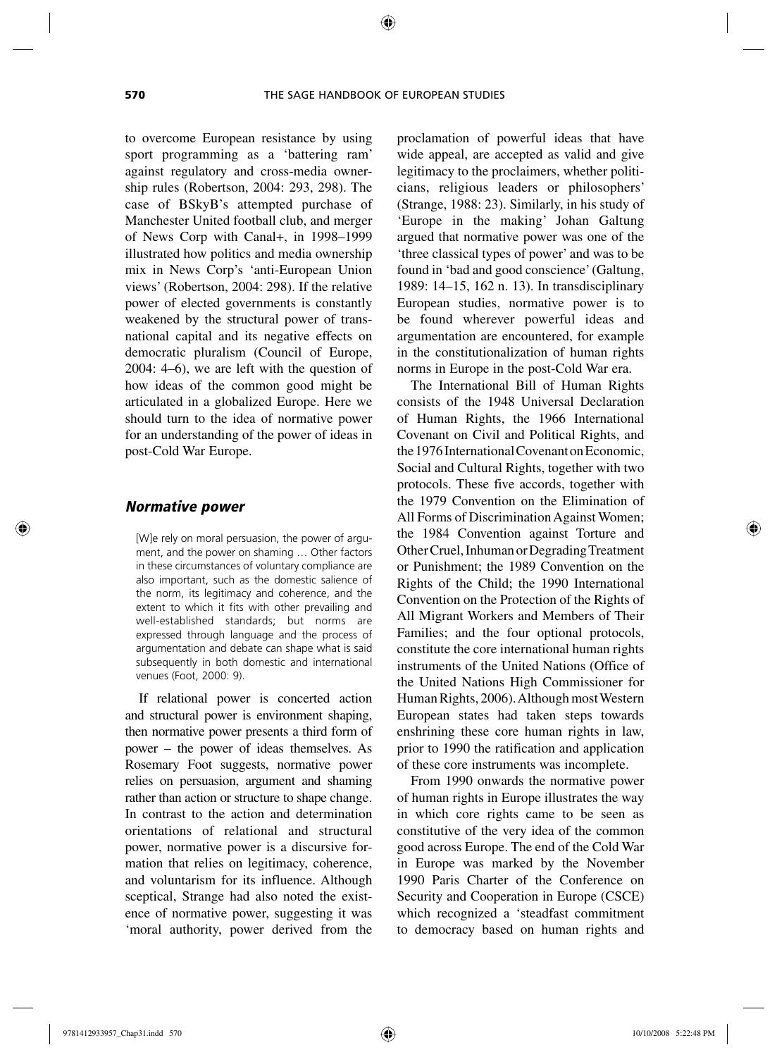to overcome European resistance by using sport programming as a 'battering ram' against regulatory and cross-media ownership rules (Robertson, 2004: 293, 298). The case of BSkyB's attempted purchase of Manchester United football club, and merger of News Corp with Canal+, in 1998–1999 illustrated how politics and media ownership mix in News Corp's 'anti-European Union views' (Robertson, 2004: 298). If the relative power of elected governments is constantly weakened by the structural power of transnational capital and its negative effects on democratic pluralism (Council of Europe, 2004: 4–6), we are left with the question of how ideas of the common good might be articulated in a globalized Europe. Here we should turn to the idea of normative power for an understanding of the power of ideas in post-Cold War Europe.

## *Normative power*

> [W]e rely on moral persuasion, the power of argument, and the power on shaming … Other factors in these circumstances of voluntary compliance are also important, such as the domestic salience of the norm, its legitimacy and coherence, and the extent to which it fits with other prevailing and well-established standards; but norms are expressed through language and the process of argumentation and debate can shape what is said subsequently in both domestic and international venues (Foot, 2000: 9).

If relational power is concerted action and structural power is environment shaping, then normative power presents a third form of power – the power of ideas themselves. As Rosemary Foot suggests, normative power relies on persuasion, argument and shaming rather than action or structure to shape change. In contrast to the action and determination orientations of relational and structural power, normative power is a discursive formation that relies on legitimacy, coherence, and voluntarism for its influence. Although sceptical, Strange had also noted the existence of normative power, suggesting it was 'moral authority, power derived from the proclamation of powerful ideas that have wide appeal, are accepted as valid and give legitimacy to the proclaimers, whether politicians, religious leaders or philosophers' (Strange, 1988: 23). Similarly, in his study of 'Europe in the making' Johan Galtung argued that normative power was one of the 'three classical types of power' and was to be found in 'bad and good conscience' (Galtung, 1989: 14–15, 162 n. 13). In transdisciplinary European studies, normative power is to be found wherever powerful ideas and argumentation are encountered, for example in the constitutionalization of human rights norms in Europe in the post-Cold War era.

The International Bill of Human Rights consists of the 1948 Universal Declaration of Human Rights, the 1966 International Covenant on Civil and Political Rights, and the 1976 International Covenant on Economic, Social and Cultural Rights, together with two protocols. These five accords, together with the 1979 Convention on the Elimination of All Forms of Discrimination Against Women; the 1984 Convention against Torture and Other Cruel, Inhuman or Degrading Treatment or Punishment; the 1989 Convention on the Rights of the Child; the 1990 International Convention on the Protection of the Rights of All Migrant Workers and Members of Their Families; and the four optional protocols, constitute the core international human rights instruments of the United Nations (Office of the United Nations High Commissioner for Human Rights, 2006). Although most Western European states had taken steps towards enshrining these core human rights in law, prior to 1990 the ratification and application of these core instruments was incomplete.

From 1990 onwards the normative power of human rights in Europe illustrates the way in which core rights came to be seen as constitutive of the very idea of the common good across Europe. The end of the Cold War in Europe was marked by the November 1990 Paris Charter of the Conference on Security and Cooperation in Europe (CSCE) which recognized a 'steadfast commitment to democracy based on human rights and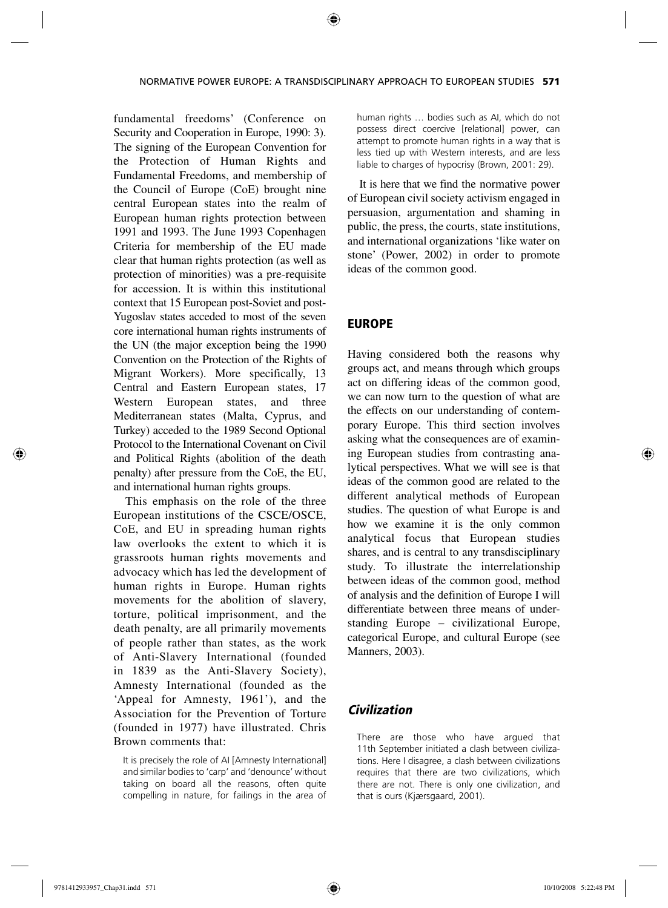fundamental freedoms' (Conference on Security and Cooperation in Europe, 1990: 3). The signing of the European Convention for the Protection of Human Rights and Fundamental Freedoms, and membership of the Council of Europe (CoE) brought nine central European states into the realm of European human rights protection between 1991 and 1993. The June 1993 Copenhagen Criteria for membership of the EU made clear that human rights protection (as well as protection of minorities) was a pre-requisite for accession. It is within this institutional context that 15 European post-Soviet and post-Yugoslav states acceded to most of the seven core international human rights instruments of the UN (the major exception being the 1990 Convention on the Protection of the Rights of Migrant Workers). More specifically, 13 Central and Eastern European states, 17 Western European states, and three Mediterranean states (Malta, Cyprus, and Turkey) acceded to the 1989 Second Optional Protocol to the International Covenant on Civil and Political Rights (abolition of the death penalty) after pressure from the CoE, the EU, and international human rights groups.

This emphasis on the role of the three European institutions of the CSCE/OSCE, CoE, and EU in spreading human rights law overlooks the extent to which it is grassroots human rights movements and advocacy which has led the development of human rights in Europe. Human rights movements for the abolition of slavery, torture, political imprisonment, and the death penalty, are all primarily movements of people rather than states, as the work of Anti-Slavery International (founded in 1839 as the Anti-Slavery Society), Amnesty International (founded as the 'Appeal for Amnesty, 1961'), and the Association for the Prevention of Torture (founded in 1977) have illustrated. Chris Brown comments that:

> It is precisely the role of AI [Amnesty International] and similar bodies to 'carp' and 'denounce' without taking on board all the reasons, often quite compelling in nature, for failings in the area of human rights … bodies such as AI, which do not possess direct coercive [relational] power, can attempt to promote human rights in a way that is less tied up with Western interests, and are less liable to charges of hypocrisy (Brown, 2001: 29).

It is here that we find the normative power of European civil society activism engaged in persuasion, argumentation and shaming in public, the press, the courts, state institutions, and international organizations 'like water on stone' (Power, 2002) in order to promote ideas of the common good.

## EUROPE

Having considered both the reasons why groups act, and means through which groups act on differing ideas of the common good, we can now turn to the question of what are the effects on our understanding of contemporary Europe. This third section involves asking what the consequences are of examining European studies from contrasting analytical perspectives. What we will see is that ideas of the common good are related to the different analytical methods of European studies. The question of what Europe is and how we examine it is the only common analytical focus that European studies shares, and is central to any transdisciplinary study. To illustrate the interrelationship between ideas of the common good, method of analysis and the definition of Europe I will differentiate between three means of understanding Europe – civilizational Europe, categorical Europe, and cultural Europe (see Manners, 2003).

### *Civilization*

> There are those who have argued that 11th September initiated a clash between civilizations. Here I disagree, a clash between civilizations requires that there are two civilizations, which there are not. There is only one civilization, and that is ours (Kjærsgaard, 2001).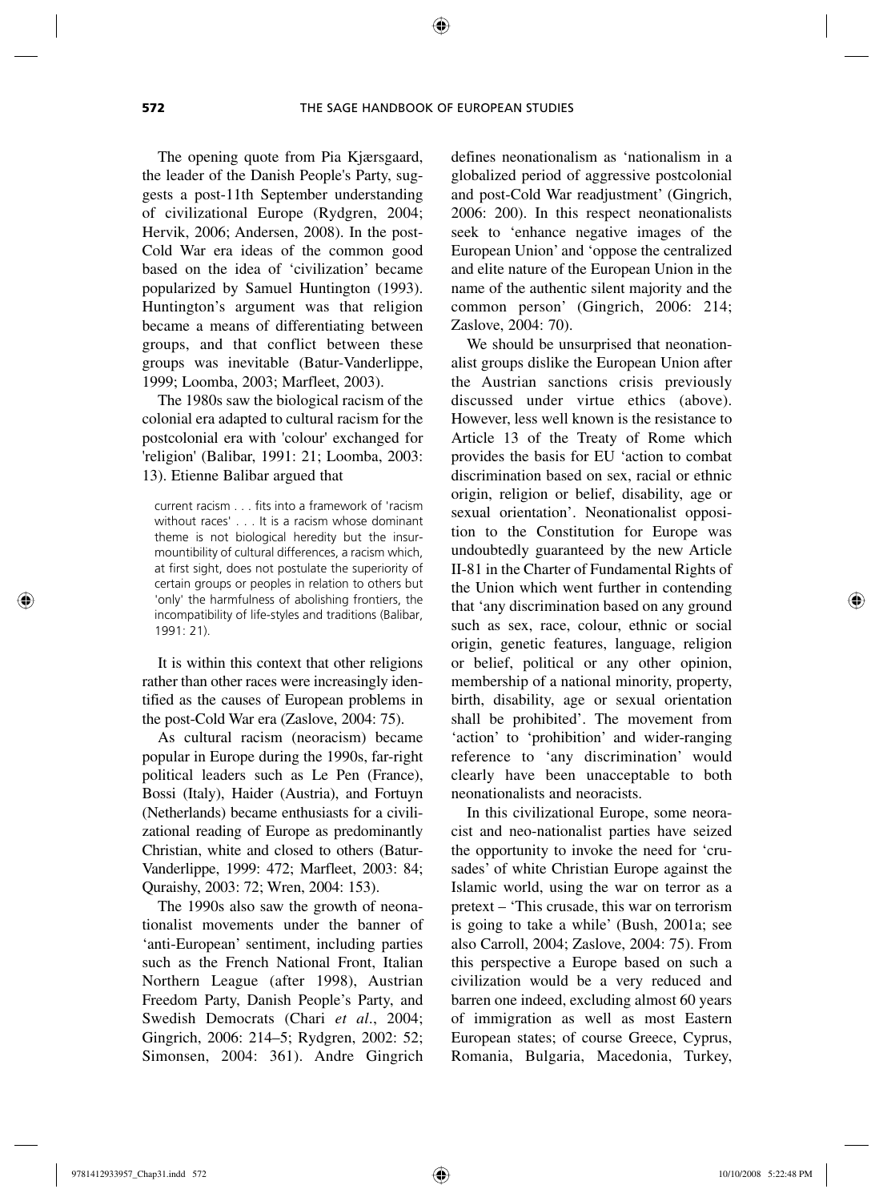The opening quote from Pia Kjærsgaard, the leader of the Danish People's Party, suggests a post-11th September understanding of civilizational Europe (Rydgren, 2004; Hervik, 2006; Andersen, 2008). In the post-Cold War era ideas of the common good based on the idea of 'civilization' became popularized by Samuel Huntington (1993). Huntington's argument was that religion became a means of differentiating between groups, and that conflict between these groups was inevitable (Batur-Vanderlippe, 1999; Loomba, 2003; Marfleet, 2003).

The 1980s saw the biological racism of the colonial era adapted to cultural racism for the postcolonial era with 'colour' exchanged for 'religion' (Balibar, 1991: 21; Loomba, 2003: 13). Etienne Balibar argued that

> current racism . . . fits into a framework of 'racism without races' . . . It is a racism whose dominant theme is not biological heredity but the insurmountibility of cultural differences, a racism which, at first sight, does not postulate the superiority of certain groups or peoples in relation to others but 'only' the harmfulness of abolishing frontiers, the incompatibility of life-styles and traditions (Balibar, 1991: 21).

It is within this context that other religions rather than other races were increasingly identified as the causes of European problems in the post-Cold War era (Zaslove, 2004: 75).

As cultural racism (neoracism) became popular in Europe during the 1990s, far-right political leaders such as Le Pen (France), Bossi (Italy), Haider (Austria), and Fortuyn (Netherlands) became enthusiasts for a civilizational reading of Europe as predominantly Christian, white and closed to others (Batur-Vanderlippe, 1999: 472; Marfleet, 2003: 84; Quraishy, 2003: 72; Wren, 2004: 153).

The 1990s also saw the growth of neonationalist movements under the banner of 'anti-European' sentiment, including parties such as the French National Front, Italian Northern League (after 1998), Austrian Freedom Party, Danish People's Party, and Swedish Democrats (Chari *et al*., 2004; Gingrich, 2006: 214–5; Rydgren, 2002: 52; Simonsen, 2004: 361). Andre Gingrich defines neonationalism as 'nationalism in a globalized period of aggressive postcolonial and post-Cold War readjustment' (Gingrich, 2006: 200). In this respect neonationalists seek to 'enhance negative images of the European Union' and 'oppose the centralized and elite nature of the European Union in the name of the authentic silent majority and the common person' (Gingrich, 2006: 214; Zaslove, 2004: 70).

We should be unsurprised that neonationalist groups dislike the European Union after the Austrian sanctions crisis previously discussed under virtue ethics (above). However, less well known is the resistance to Article 13 of the Treaty of Rome which provides the basis for EU 'action to combat discrimination based on sex, racial or ethnic origin, religion or belief, disability, age or sexual orientation'. Neonationalist opposition to the Constitution for Europe was undoubtedly guaranteed by the new Article II-81 in the Charter of Fundamental Rights of the Union which went further in contending that 'any discrimination based on any ground such as sex, race, colour, ethnic or social origin, genetic features, language, religion or belief, political or any other opinion, membership of a national minority, property, birth, disability, age or sexual orientation shall be prohibited'. The movement from 'action' to 'prohibition' and wider-ranging reference to 'any discrimination' would clearly have been unacceptable to both neonationalists and neoracists.

In this civilizational Europe, some neoracist and neo-nationalist parties have seized the opportunity to invoke the need for 'crusades' of white Christian Europe against the Islamic world, using the war on terror as a pretext – 'This crusade, this war on terrorism is going to take a while' (Bush, 2001a; see also Carroll, 2004; Zaslove, 2004: 75). From this perspective a Europe based on such a civilization would be a very reduced and barren one indeed, excluding almost 60 years of immigration as well as most Eastern European states; of course Greece, Cyprus, Romania, Bulgaria, Macedonia, Turkey,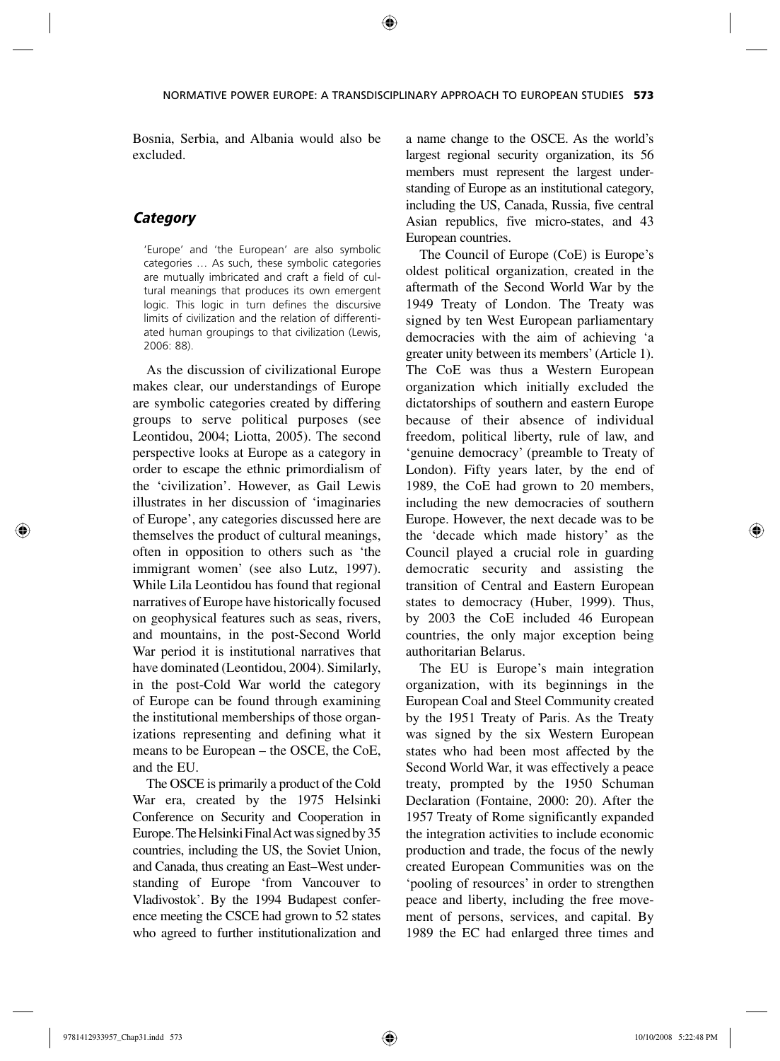Bosnia, Serbia, and Albania would also be excluded.

## *Category*

> 'Europe' and 'the European' are also symbolic categories … As such, these symbolic categories are mutually imbricated and craft a field of cultural meanings that produces its own emergent logic. This logic in turn defines the discursive limits of civilization and the relation of differentiated human groupings to that civilization (Lewis, 2006: 88).

As the discussion of civilizational Europe makes clear, our understandings of Europe are symbolic categories created by differing groups to serve political purposes (see Leontidou, 2004; Liotta, 2005). The second perspective looks at Europe as a category in order to escape the ethnic primordialism of the 'civilization'. However, as Gail Lewis illustrates in her discussion of 'imaginaries of Europe', any categories discussed here are themselves the product of cultural meanings, often in opposition to others such as 'the immigrant women' (see also Lutz, 1997). While Lila Leontidou has found that regional narratives of Europe have historically focused on geophysical features such as seas, rivers, and mountains, in the post-Second World War period it is institutional narratives that have dominated (Leontidou, 2004). Similarly, in the post-Cold War world the category of Europe can be found through examining the institutional memberships of those organizations representing and defining what it means to be European – the OSCE, the CoE, and the EU.

The OSCE is primarily a product of the Cold War era, created by the 1975 Helsinki Conference on Security and Cooperation in Europe. The Helsinki Final Act was signed by 35 countries, including the US, the Soviet Union, and Canada, thus creating an East–West understanding of Europe 'from Vancouver to Vladivostok'. By the 1994 Budapest conference meeting the CSCE had grown to 52 states who agreed to further institutionalization and a name change to the OSCE. As the world's largest regional security organization, its 56 members must represent the largest understanding of Europe as an institutional category, including the US, Canada, Russia, five central Asian republics, five micro-states, and 43 European countries.

The Council of Europe (CoE) is Europe's oldest political organization, created in the aftermath of the Second World War by the 1949 Treaty of London. The Treaty was signed by ten West European parliamentary democracies with the aim of achieving 'a greater unity between its members' (Article 1). The CoE was thus a Western European organization which initially excluded the dictatorships of southern and eastern Europe because of their absence of individual freedom, political liberty, rule of law, and 'genuine democracy' (preamble to Treaty of London). Fifty years later, by the end of 1989, the CoE had grown to 20 members, including the new democracies of southern Europe. However, the next decade was to be the 'decade which made history' as the Council played a crucial role in guarding democratic security and assisting the transition of Central and Eastern European states to democracy (Huber, 1999). Thus, by 2003 the CoE included 46 European countries, the only major exception being authoritarian Belarus.

The EU is Europe's main integration organization, with its beginnings in the European Coal and Steel Community created by the 1951 Treaty of Paris. As the Treaty was signed by the six Western European states who had been most affected by the Second World War, it was effectively a peace treaty, prompted by the 1950 Schuman Declaration (Fontaine, 2000: 20). After the 1957 Treaty of Rome significantly expanded the integration activities to include economic production and trade, the focus of the newly created European Communities was on the 'pooling of resources' in order to strengthen peace and liberty, including the free movement of persons, services, and capital. By 1989 the EC had enlarged three times and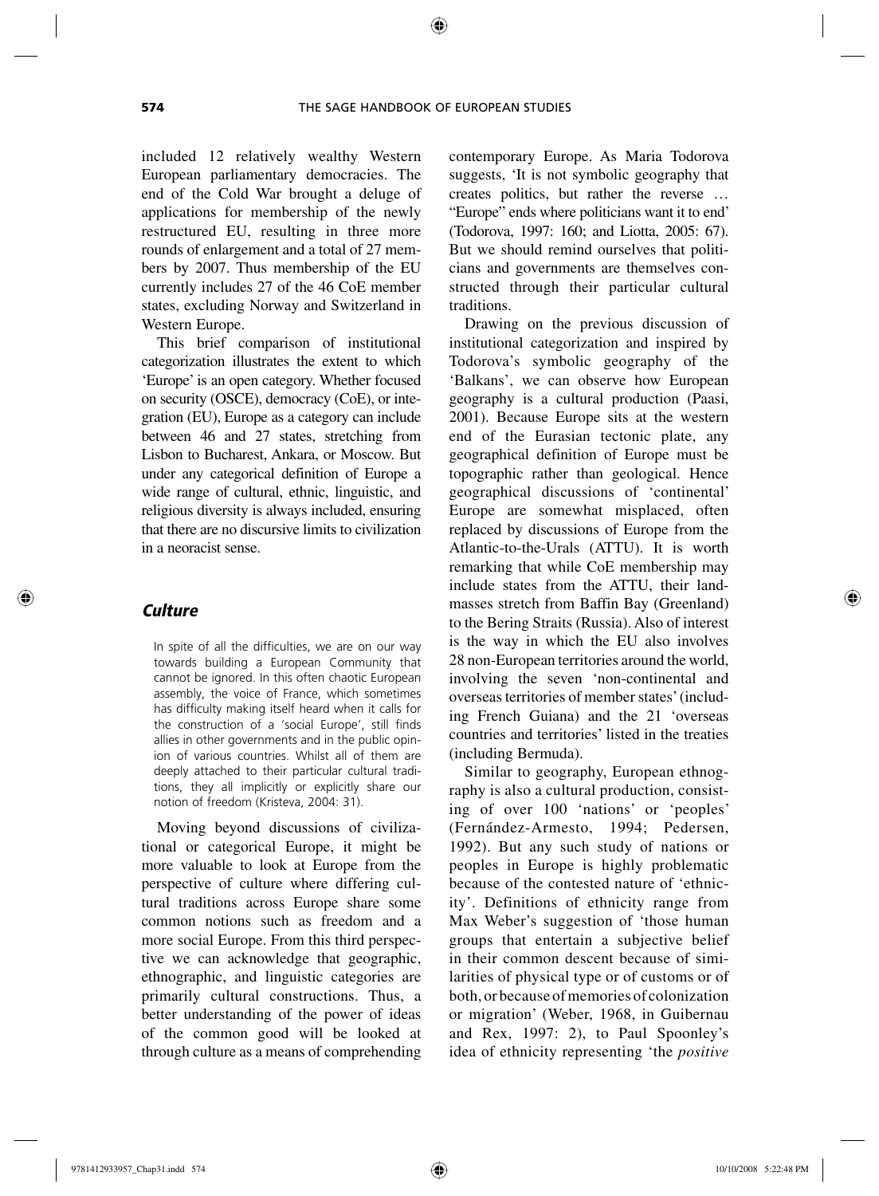included 12 relatively wealthy Western European parliamentary democracies. The end of the Cold War brought a deluge of applications for membership of the newly restructured EU, resulting in three more rounds of enlargement and a total of 27 members by 2007. Thus membership of the EU currently includes 27 of the 46 CoE member states, excluding Norway and Switzerland in Western Europe.

This brief comparison of institutional categorization illustrates the extent to which 'Europe' is an open category. Whether focused on security (OSCE), democracy (CoE), or integration (EU), Europe as a category can include between 46 and 27 states, stretching from Lisbon to Bucharest, Ankara, or Moscow. But under any categorical definition of Europe a wide range of cultural, ethnic, linguistic, and religious diversity is always included, ensuring that there are no discursive limits to civilization in a neoracist sense.

## *Culture*

> In spite of all the difficulties, we are on our way towards building a European Community that cannot be ignored. In this often chaotic European assembly, the voice of France, which sometimes has difficulty making itself heard when it calls for the construction of a 'social Europe', still finds allies in other governments and in the public opinion of various countries. Whilst all of them are deeply attached to their particular cultural traditions, they all implicitly or explicitly share our notion of freedom (Kristeva, 2004: 31).

Moving beyond discussions of civilizational or categorical Europe, it might be more valuable to look at Europe from the perspective of culture where differing cultural traditions across Europe share some common notions such as freedom and a more social Europe. From this third perspective we can acknowledge that geographic, ethnographic, and linguistic categories are primarily cultural constructions. Thus, a better understanding of the power of ideas of the common good will be looked at through culture as a means of comprehending contemporary Europe. As Maria Todorova suggests, 'It is not symbolic geography that creates politics, but rather the reverse … "Europe" ends where politicians want it to end' (Todorova, 1997: 160; and Liotta, 2005: 67). But we should remind ourselves that politicians and governments are themselves constructed through their particular cultural traditions.

Drawing on the previous discussion of institutional categorization and inspired by Todorova's symbolic geography of the 'Balkans', we can observe how European geography is a cultural production (Paasi, 2001). Because Europe sits at the western end of the Eurasian tectonic plate, any geographical definition of Europe must be topographic rather than geological. Hence geographical discussions of 'continental' Europe are somewhat misplaced, often replaced by discussions of Europe from the Atlantic-to-the-Urals (ATTU). It is worth remarking that while CoE membership may include states from the ATTU, their landmasses stretch from Baffin Bay (Greenland) to the Bering Straits (Russia). Also of interest is the way in which the EU also involves 28 non-European territories around the world, involving the seven 'non-continental and overseas territories of member states' (including French Guiana) and the 21 'overseas countries and territories' listed in the treaties (including Bermuda).

Similar to geography, European ethnography is also a cultural production, consisting of over 100 'nations' or 'peoples' (Fernández-Armesto, 1994; Pedersen, 1992). But any such study of nations or peoples in Europe is highly problematic because of the contested nature of 'ethnicity'. Definitions of ethnicity range from Max Weber's suggestion of 'those human groups that entertain a subjective belief in their common descent because of similarities of physical type or of customs or of both, or because of memories of colonization or migration' (Weber, 1968, in Guibernau and Rex, 1997: 2), to Paul Spoonley's idea of ethnicity representing 'the *positive*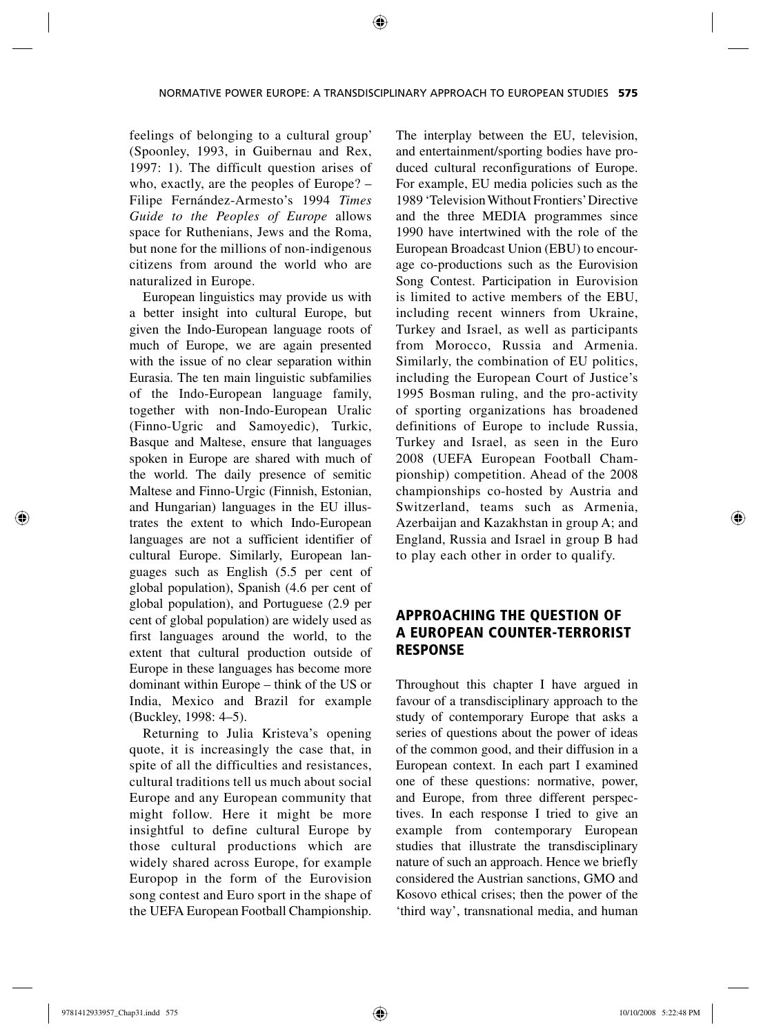feelings of belonging to a cultural group' (Spoonley, 1993, in Guibernau and Rex, 1997: 1). The difficult question arises of who, exactly, are the peoples of Europe? – Filipe Fernández-Armesto's 1994 *Times Guide to the Peoples of Europe* allows space for Ruthenians, Jews and the Roma, but none for the millions of non-indigenous citizens from around the world who are naturalized in Europe.

European linguistics may provide us with a better insight into cultural Europe, but given the Indo-European language roots of much of Europe, we are again presented with the issue of no clear separation within Eurasia. The ten main linguistic subfamilies of the Indo-European language family, together with non-Indo-European Uralic (Finno-Ugric and Samoyedic), Turkic, Basque and Maltese, ensure that languages spoken in Europe are shared with much of the world. The daily presence of semitic Maltese and Finno-Urgic (Finnish, Estonian, and Hungarian) languages in the EU illustrates the extent to which Indo-European languages are not a sufficient identifier of cultural Europe. Similarly, European languages such as English (5.5 per cent of global population), Spanish (4.6 per cent of global population), and Portuguese (2.9 per cent of global population) are widely used as first languages around the world, to the extent that cultural production outside of Europe in these languages has become more dominant within Europe – think of the US or India, Mexico and Brazil for example (Buckley, 1998: 4–5).

Returning to Julia Kristeva's opening quote, it is increasingly the case that, in spite of all the difficulties and resistances, cultural traditions tell us much about social Europe and any European community that might follow. Here it might be more insightful to define cultural Europe by those cultural productions which are widely shared across Europe, for example Europop in the form of the Eurovision song contest and Euro sport in the shape of the UEFA European Football Championship. The interplay between the EU, television, and entertainment/sporting bodies have produced cultural reconfigurations of Europe. For example, EU media policies such as the 1989 'Television Without Frontiers' Directive and the three MEDIA programmes since 1990 have intertwined with the role of the European Broadcast Union (EBU) to encourage co-productions such as the Eurovision Song Contest. Participation in Eurovision is limited to active members of the EBU, including recent winners from Ukraine, Turkey and Israel, as well as participants from Morocco, Russia and Armenia. Similarly, the combination of EU politics, including the European Court of Justice's 1995 Bosman ruling, and the pro-activity of sporting organizations has broadened definitions of Europe to include Russia, Turkey and Israel, as seen in the Euro 2008 (UEFA European Football Championship) competition. Ahead of the 2008 championships co-hosted by Austria and Switzerland, teams such as Armenia, Azerbaijan and Kazakhstan in group A; and England, Russia and Israel in group B had to play each other in order to qualify.

## APPROACHING THE QUESTION OF A EUROPEAN COUNTER-TERRORIST RESPONSE

Throughout this chapter I have argued in favour of a transdisciplinary approach to the study of contemporary Europe that asks a series of questions about the power of ideas of the common good, and their diffusion in a European context. In each part I examined one of these questions: normative, power, and Europe, from three different perspectives. In each response I tried to give an example from contemporary European studies that illustrate the transdisciplinary nature of such an approach. Hence we briefly considered the Austrian sanctions, GMO and Kosovo ethical crises; then the power of the 'third way', transnational media, and human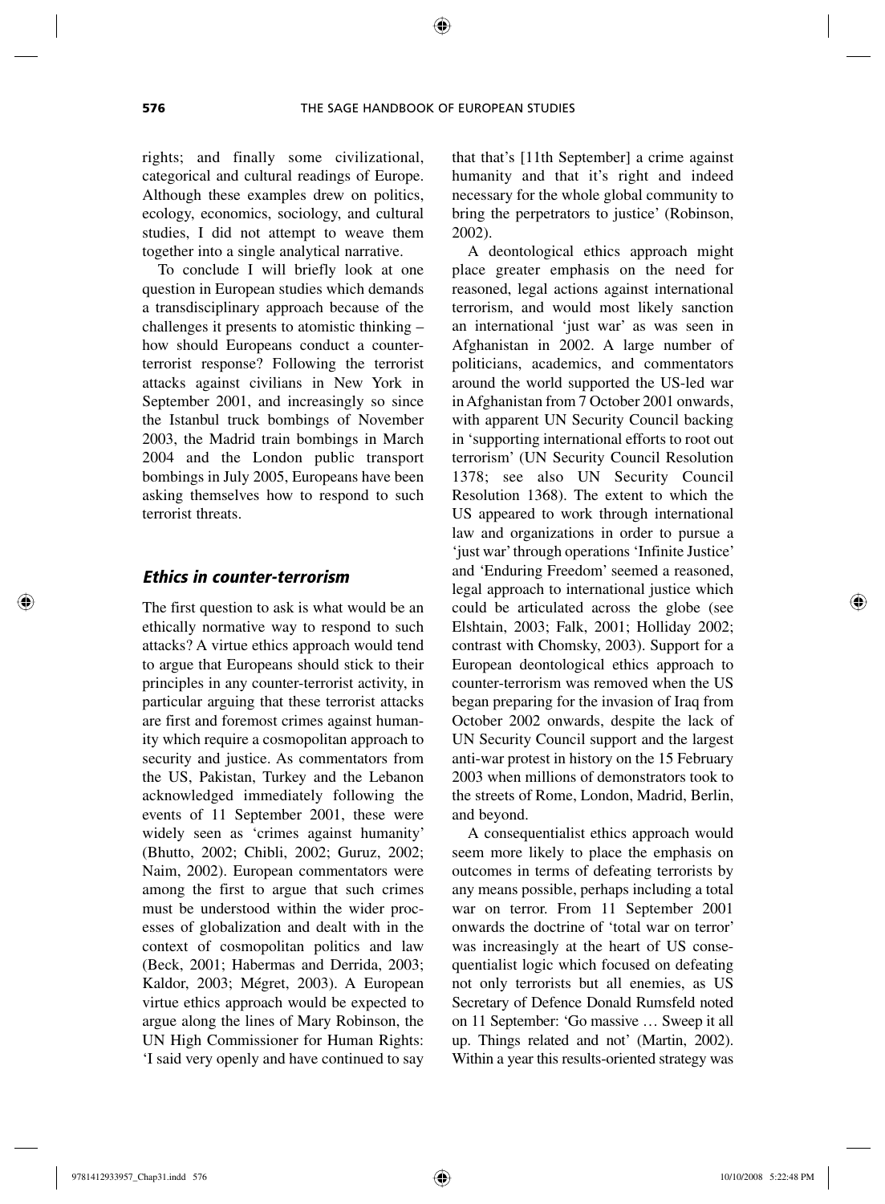rights; and finally some civilizational, categorical and cultural readings of Europe. Although these examples drew on politics, ecology, economics, sociology, and cultural studies, I did not attempt to weave them together into a single analytical narrative.

To conclude I will briefly look at one question in European studies which demands a transdisciplinary approach because of the challenges it presents to atomistic thinking – how should Europeans conduct a counter-terrorist response? Following the terrorist attacks against civilians in New York in September 2001, and increasingly so since the Istanbul truck bombings of November 2003, the Madrid train bombings in March 2004 and the London public transport bombings in July 2005, Europeans have been asking themselves how to respond to such terrorist threats.

## *Ethics in counter-terrorism*

The first question to ask is what would be an ethically normative way to respond to such attacks? A virtue ethics approach would tend to argue that Europeans should stick to their principles in any counter-terrorist activity, in particular arguing that these terrorist attacks are first and foremost crimes against humanity which require a cosmopolitan approach to security and justice. As commentators from the US, Pakistan, Turkey and the Lebanon acknowledged immediately following the events of 11 September 2001, these were widely seen as 'crimes against humanity' (Bhutto, 2002; Chibli, 2002; Guruz, 2002; Naim, 2002). European commentators were among the first to argue that such crimes must be understood within the wider processes of globalization and dealt with in the context of cosmopolitan politics and law (Beck, 2001; Habermas and Derrida, 2003; Kaldor, 2003; Mégret, 2003). A European virtue ethics approach would be expected to argue along the lines of Mary Robinson, the UN High Commissioner for Human Rights: 'I said very openly and have continued to say that that's [11th September] a crime against humanity and that it's right and indeed necessary for the whole global community to bring the perpetrators to justice' (Robinson, 2002).

A deontological ethics approach might place greater emphasis on the need for reasoned, legal actions against international terrorism, and would most likely sanction an international 'just war' as was seen in Afghanistan in 2002. A large number of politicians, academics, and commentators around the world supported the US-led war in Afghanistan from 7 October 2001 onwards, with apparent UN Security Council backing in 'supporting international efforts to root out terrorism' (UN Security Council Resolution 1378; see also UN Security Council Resolution 1368). The extent to which the US appeared to work through international law and organizations in order to pursue a 'just war' through operations 'Infinite Justice' and 'Enduring Freedom' seemed a reasoned, legal approach to international justice which could be articulated across the globe (see Elshtain, 2003; Falk, 2001; Holliday 2002; contrast with Chomsky, 2003). Support for a European deontological ethics approach to counter-terrorism was removed when the US began preparing for the invasion of Iraq from October 2002 onwards, despite the lack of UN Security Council support and the largest anti-war protest in history on the 15 February 2003 when millions of demonstrators took to the streets of Rome, London, Madrid, Berlin, and beyond.

A consequentialist ethics approach would seem more likely to place the emphasis on outcomes in terms of defeating terrorists by any means possible, perhaps including a total war on terror. From 11 September 2001 onwards the doctrine of 'total war on terror' was increasingly at the heart of US consequentialist logic which focused on defeating not only terrorists but all enemies, as US Secretary of Defence Donald Rumsfeld noted on 11 September: 'Go massive … Sweep it all up. Things related and not' (Martin, 2002). Within a year this results-oriented strategy was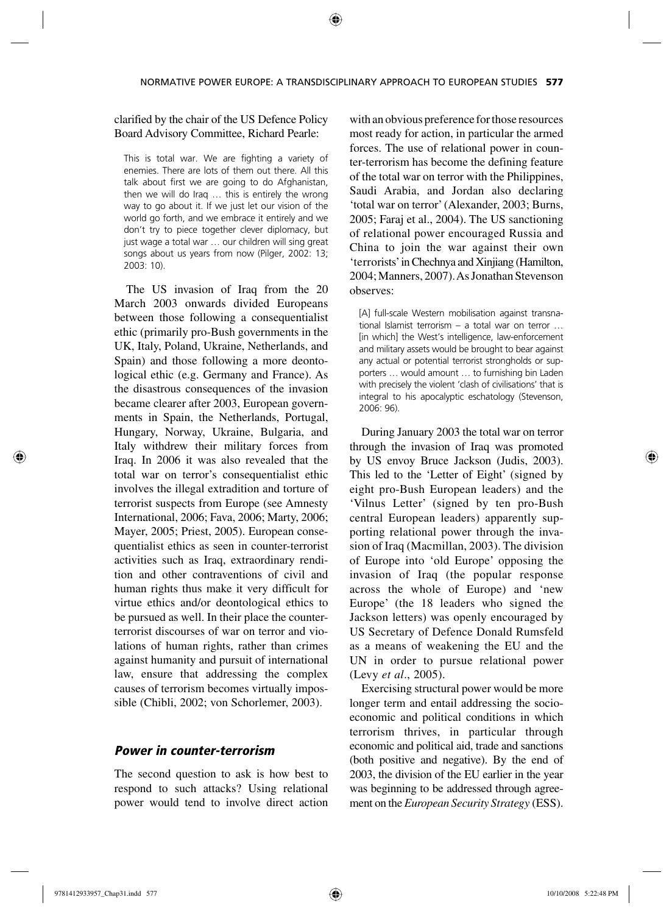clarified by the chair of the US Defence Policy Board Advisory Committee, Richard Pearle:

> This is total war. We are fighting a variety of enemies. There are lots of them out there. All this talk about first we are going to do Afghanistan, then we will do Iraq … this is entirely the wrong way to go about it. If we just let our vision of the world go forth, and we embrace it entirely and we don't try to piece together clever diplomacy, but just wage a total war … our children will sing great songs about us years from now (Pilger, 2002: 13; 2003: 10).

The US invasion of Iraq from the 20 March 2003 onwards divided Europeans between those following a consequentialist ethic (primarily pro-Bush governments in the UK, Italy, Poland, Ukraine, Netherlands, and Spain) and those following a more deontological ethic (e.g. Germany and France). As the disastrous consequences of the invasion became clearer after 2003, European governments in Spain, the Netherlands, Portugal, Hungary, Norway, Ukraine, Bulgaria, and Italy withdrew their military forces from Iraq. In 2006 it was also revealed that the total war on terror's consequentialist ethic involves the illegal extradition and torture of terrorist suspects from Europe (see Amnesty International, 2006; Fava, 2006; Marty, 2006; Mayer, 2005; Priest, 2005). European consequentialist ethics as seen in counter-terrorist activities such as Iraq, extraordinary rendition and other contraventions of civil and human rights thus make it very difficult for virtue ethics and/or deontological ethics to be pursued as well. In their place the counter-terrorist discourses of war on terror and violations of human rights, rather than crimes against humanity and pursuit of international law, ensure that addressing the complex causes of terrorism becomes virtually impossible (Chibli, 2002; von Schorlemer, 2003).

### *Power in counter-terrorism*

The second question to ask is how best to respond to such attacks? Using relational power would tend to involve direct action with an obvious preference for those resources most ready for action, in particular the armed forces. The use of relational power in counter-terrorism has become the defining feature of the total war on terror with the Philippines, Saudi Arabia, and Jordan also declaring 'total war on terror' (Alexander, 2003; Burns, 2005; Faraj et al., 2004). The US sanctioning of relational power encouraged Russia and China to join the war against their own 'terrorists' in Chechnya and Xinjiang (Hamilton, 2004; Manners, 2007). As Jonathan Stevenson observes:

> [A] full-scale Western mobilisation against transnational Islamist terrorism – a total war on terror … [in which] the West's intelligence, law-enforcement and military assets would be brought to bear against any actual or potential terrorist strongholds or supporters … would amount … to furnishing bin Laden with precisely the violent 'clash of civilisations' that is integral to his apocalyptic eschatology (Stevenson, 2006: 96).

During January 2003 the total war on terror through the invasion of Iraq was promoted by US envoy Bruce Jackson (Judis, 2003). This led to the 'Letter of Eight' (signed by eight pro-Bush European leaders) and the 'Vilnus Letter' (signed by ten pro-Bush central European leaders) apparently supporting relational power through the invasion of Iraq (Macmillan, 2003). The division of Europe into 'old Europe' opposing the invasion of Iraq (the popular response across the whole of Europe) and 'new Europe' (the 18 leaders who signed the Jackson letters) was openly encouraged by US Secretary of Defence Donald Rumsfeld as a means of weakening the EU and the UN in order to pursue relational power (Levy *et al*., 2005).

Exercising structural power would be more longer term and entail addressing the socio-economic and political conditions in which terrorism thrives, in particular through economic and political aid, trade and sanctions (both positive and negative). By the end of 2003, the division of the EU earlier in the year was beginning to be addressed through agreement on the *European Security Strategy* (ESS).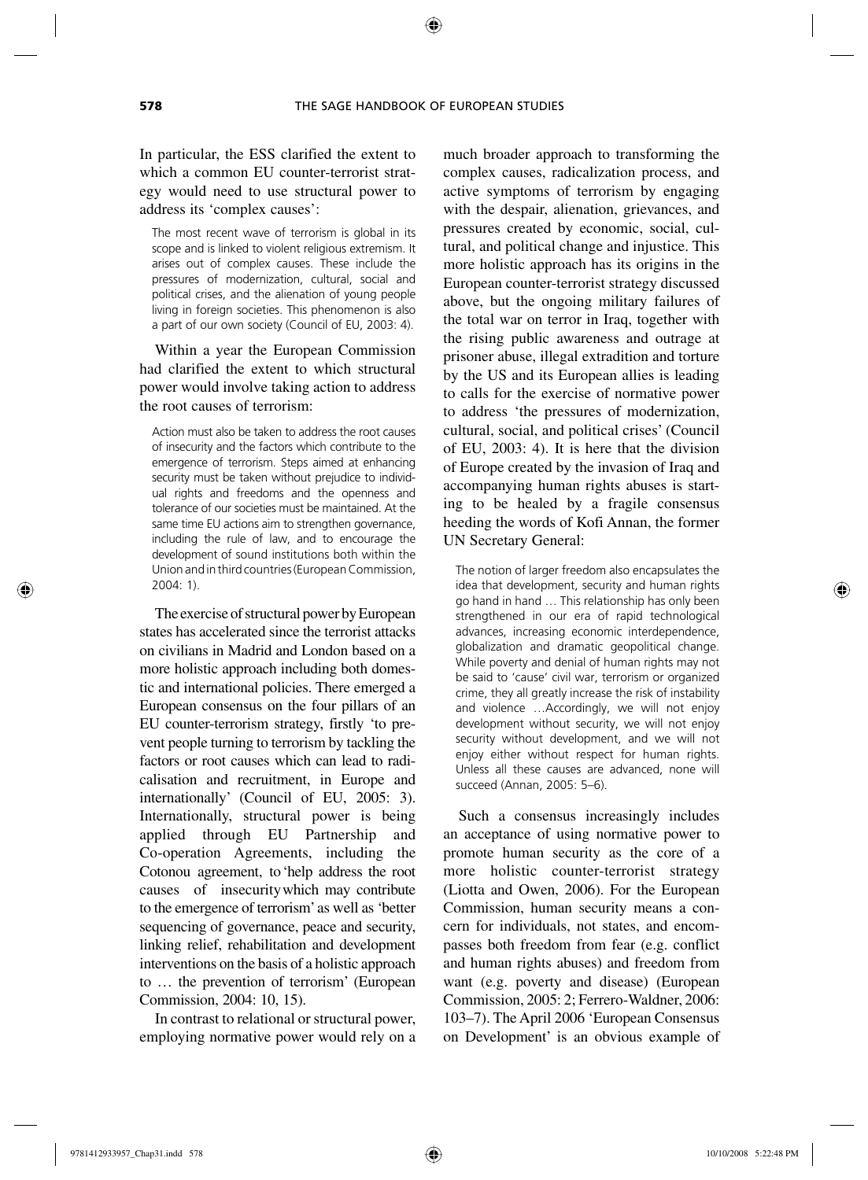In particular, the ESS clarified the extent to which a common EU counter-terrorist strategy would need to use structural power to address its 'complex causes':

> The most recent wave of terrorism is global in its scope and is linked to violent religious extremism. It arises out of complex causes. These include the pressures of modernization, cultural, social and political crises, and the alienation of young people living in foreign societies. This phenomenon is also a part of our own society (Council of EU, 2003: 4).

Within a year the European Commission had clarified the extent to which structural power would involve taking action to address the root causes of terrorism:

> Action must also be taken to address the root causes of insecurity and the factors which contribute to the emergence of terrorism. Steps aimed at enhancing security must be taken without prejudice to individual rights and freedoms and the openness and tolerance of our societies must be maintained. At the same time EU actions aim to strengthen governance, including the rule of law, and to encourage the development of sound institutions both within the Union and in third countries (European Commission, 2004: 1).

The exercise of structural power by European states has accelerated since the terrorist attacks on civilians in Madrid and London based on a more holistic approach including both domestic and international policies. There emerged a European consensus on the four pillars of an EU counter-terrorism strategy, firstly 'to prevent people turning to terrorism by tackling the factors or root causes which can lead to radicalisation and recruitment, in Europe and internationally' (Council of EU, 2005: 3). Internationally, structural power is being applied through EU Partnership and Co-operation Agreements, including the Cotonou agreement, to 'help address the root causes of insecurity which may contribute to the emergence of terrorism' as well as 'better sequencing of governance, peace and security, linking relief, rehabilitation and development interventions on the basis of a holistic approach to … the prevention of terrorism' (European Commission, 2004: 10, 15).

In contrast to relational or structural power, employing normative power would rely on a much broader approach to transforming the complex causes, radicalization process, and active symptoms of terrorism by engaging with the despair, alienation, grievances, and pressures created by economic, social, cultural, and political change and injustice. This more holistic approach has its origins in the European counter-terrorist strategy discussed above, but the ongoing military failures of the total war on terror in Iraq, together with the rising public awareness and outrage at prisoner abuse, illegal extradition and torture by the US and its European allies is leading to calls for the exercise of normative power to address 'the pressures of modernization, cultural, social, and political crises' (Council of EU, 2003: 4). It is here that the division of Europe created by the invasion of Iraq and accompanying human rights abuses is starting to be healed by a fragile consensus heeding the words of Kofi Annan, the former UN Secretary General:

> The notion of larger freedom also encapsulates the idea that development, security and human rights go hand in hand … This relationship has only been strengthened in our era of rapid technological advances, increasing economic interdependence, globalization and dramatic geopolitical change. While poverty and denial of human rights may not be said to 'cause' civil war, terrorism or organized crime, they all greatly increase the risk of instability and violence …Accordingly, we will not enjoy development without security, we will not enjoy security without development, and we will not enjoy either without respect for human rights. Unless all these causes are advanced, none will succeed (Annan, 2005: 5–6).

Such a consensus increasingly includes an acceptance of using normative power to promote human security as the core of a more holistic counter-terrorist strategy (Liotta and Owen, 2006). For the European Commission, human security means a concern for individuals, not states, and encompasses both freedom from fear (e.g. conflict and human rights abuses) and freedom from want (e.g. poverty and disease) (European Commission, 2005: 2; Ferrero-Waldner, 2006: 103–7). The April 2006 'European Consensus on Development' is an obvious example of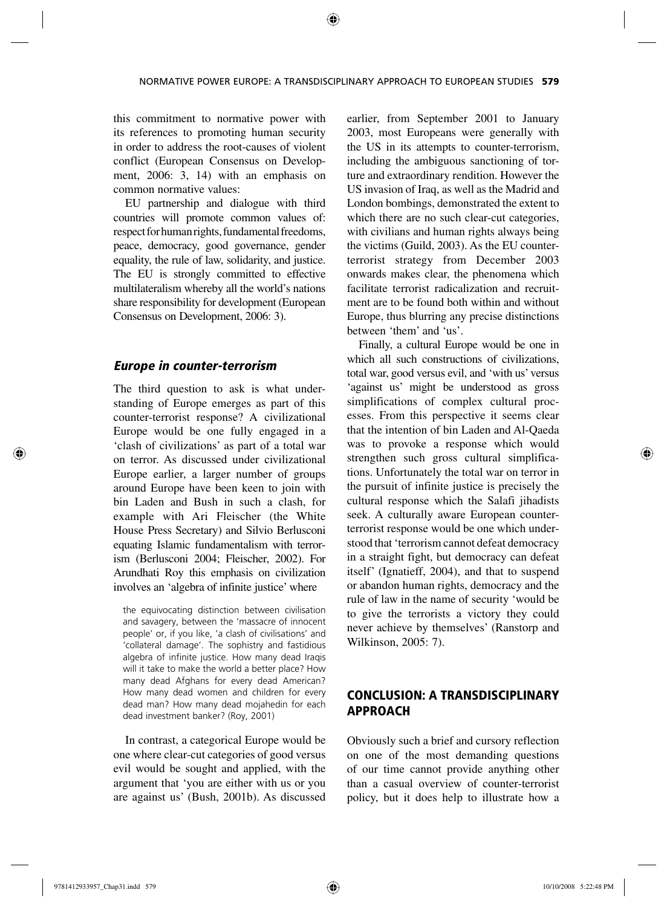this commitment to normative power with its references to promoting human security in order to address the root-causes of violent conflict (European Consensus on Development, 2006: 3, 14) with an emphasis on common normative values:

EU partnership and dialogue with third countries will promote common values of: respect for human rights, fundamental freedoms, peace, democracy, good governance, gender equality, the rule of law, solidarity, and justice. The EU is strongly committed to effective multilateralism whereby all the world's nations share responsibility for development (European Consensus on Development, 2006: 3).

### *Europe in counter-terrorism*

The third question to ask is what understanding of Europe emerges as part of this counter-terrorist response? A civilizational Europe would be one fully engaged in a 'clash of civilizations' as part of a total war on terror. As discussed under civilizational Europe earlier, a larger number of groups around Europe have been keen to join with bin Laden and Bush in such a clash, for example with Ari Fleischer (the White House Press Secretary) and Silvio Berlusconi equating Islamic fundamentalism with terrorism (Berlusconi 2004; Fleischer, 2002). For Arundhati Roy this emphasis on civilization involves an 'algebra of infinite justice' where

> the equivocating distinction between civilisation and savagery, between the 'massacre of innocent people' or, if you like, 'a clash of civilisations' and 'collateral damage'. The sophistry and fastidious algebra of infinite justice. How many dead Iraqis will it take to make the world a better place? How many dead Afghans for every dead American? How many dead women and children for every dead man? How many dead mojahedin for each dead investment banker? (Roy, 2001)

In contrast, a categorical Europe would be one where clear-cut categories of good versus evil would be sought and applied, with the argument that 'you are either with us or you are against us' (Bush, 2001b). As discussed earlier, from September 2001 to January 2003, most Europeans were generally with the US in its attempts to counter-terrorism, including the ambiguous sanctioning of torture and extraordinary rendition. However the US invasion of Iraq, as well as the Madrid and London bombings, demonstrated the extent to which there are no such clear-cut categories, with civilians and human rights always being the victims (Guild, 2003). As the EU counter-terrorist strategy from December 2003 onwards makes clear, the phenomena which facilitate terrorist radicalization and recruitment are to be found both within and without Europe, thus blurring any precise distinctions between 'them' and 'us'.

Finally, a cultural Europe would be one in which all such constructions of civilizations, total war, good versus evil, and 'with us' versus 'against us' might be understood as gross simplifications of complex cultural processes. From this perspective it seems clear that the intention of bin Laden and Al-Qaeda was to provoke a response which would strengthen such gross cultural simplifications. Unfortunately the total war on terror in the pursuit of infinite justice is precisely the cultural response which the Salafi jihadists seek. A culturally aware European counter-terrorist response would be one which understood that 'terrorism cannot defeat democracy in a straight fight, but democracy can defeat itself' (Ignatieff, 2004), and that to suspend or abandon human rights, democracy and the rule of law in the name of security 'would be to give the terrorists a victory they could never achieve by themselves' (Ranstorp and Wilkinson, 2005: 7).

## CONCLUSION: A TRANSDISCIPLINARY APPROACH

Obviously such a brief and cursory reflection on one of the most demanding questions of our time cannot provide anything other than a casual overview of counter-terrorist policy, but it does help to illustrate how a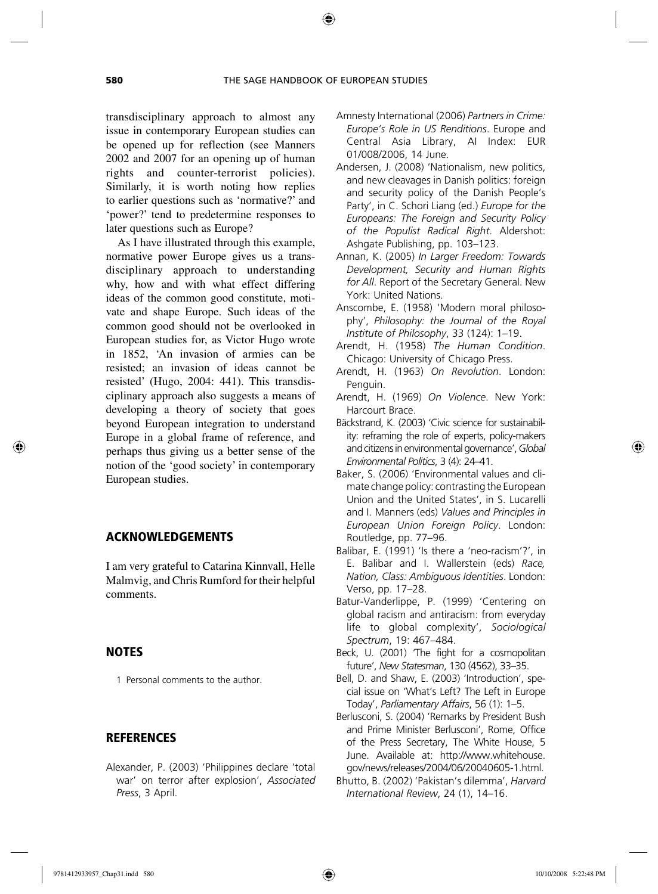transdisciplinary approach to almost any issue in contemporary European studies can be opened up for reflection (see Manners 2002 and 2007 for an opening up of human rights and counter-terrorist policies). Similarly, it is worth noting how replies to earlier questions such as 'normative?' and 'power?' tend to predetermine responses to later questions such as Europe?

As I have illustrated through this example, normative power Europe gives us a transdisciplinary approach to understanding why, how and with what effect differing ideas of the common good constitute, motivate and shape Europe. Such ideas of the common good should not be overlooked in European studies for, as Victor Hugo wrote in 1852, 'An invasion of armies can be resisted; an invasion of ideas cannot be resisted' (Hugo, 2004: 441). This transdisciplinary approach also suggests a means of developing a theory of society that goes beyond European integration to understand Europe in a global frame of reference, and perhaps thus giving us a better sense of the notion of the 'good society' in contemporary European studies.

## ACKNOWLEDGEMENTS

I am very grateful to Catarina Kinnvall, Helle Malmvig, and Chris Rumford for their helpful comments.

## NOTES

1 Personal comments to the author.

## REFERENCES

Alexander, P. (2003) 'Philippines declare 'total war' on terror after explosion', *Associated Press*, 3 April.

Amnesty International (2006) *Partners in Crime: Europe's Role in US Renditions*. Europe and Central Asia Library, AI Index: EUR 01/008/2006, 14 June.

Andersen, J. (2008) 'Nationalism, new politics, and new cleavages in Danish politics: foreign and security policy of the Danish People's Party', in C. Schori Liang (ed.) *Europe for the Europeans: The Foreign and Security Policy of the Populist Radical Right*. Aldershot: Ashgate Publishing, pp. 103–123.

Annan, K. (2005) *In Larger Freedom: Towards Development, Security and Human Rights for All*. Report of the Secretary General. New York: United Nations.

Anscombe, E. (1958) 'Modern moral philosophy', *Philosophy: the Journal of the Royal Institute of Philosophy*, 33 (124): 1–19.

Arendt, H. (1958) *The Human Condition*. Chicago: University of Chicago Press.

Arendt, H. (1963) *On Revolution*. London: Penguin.

Arendt, H. (1969) *On Violence*. New York: Harcourt Brace.

Bäckstrand, K. (2003) 'Civic science for sustainability: reframing the role of experts, policy-makers and citizens in environmental governance', *Global Environmental Politics*, 3 (4): 24–41.

Baker, S. (2006) 'Environmental values and climate change policy: contrasting the European Union and the United States', in S. Lucarelli and I. Manners (eds) *Values and Principles in European Union Foreign Policy*. London: Routledge, pp. 77–96.

Balibar, E. (1991) 'Is there a 'neo-racism'?', in E. Balibar and I. Wallerstein (eds) *Race, Nation, Class: Ambiguous Identities*. London: Verso, pp. 17–28.

Batur-Vanderlippe, P. (1999) 'Centering on global racism and antiracism: from everyday life to global complexity', *Sociological Spectrum*, 19: 467–484.

Beck, U. (2001) 'The fight for a cosmopolitan future', *New Statesman*, 130 (4562), 33–35.

Bell, D. and Shaw, E. (2003) 'Introduction', special issue on 'What's Left? The Left in Europe Today', *Parliamentary Affairs*, 56 (1): 1–5.

Berlusconi, S. (2004) 'Remarks by President Bush and Prime Minister Berlusconi', Rome, Office of the Press Secretary, The White House, 5 June. Available at: http://www.whitehouse.gov/news/releases/2004/06/20040605-1.html.

Bhutto, B. (2002) 'Pakistan's dilemma', *Harvard International Review*, 24 (1), 14–16.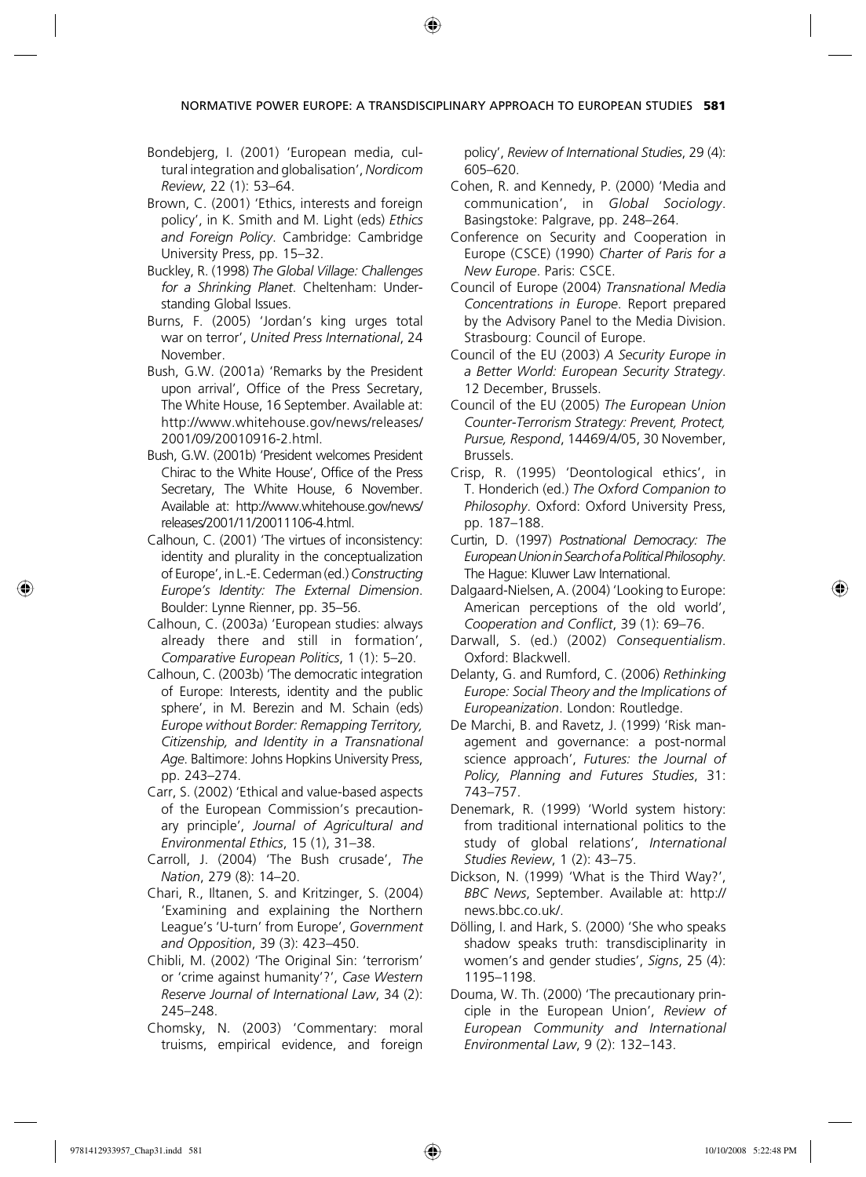Bondebjerg, I. (2001) 'European media, cultural integration and globalisation', *Nordicom Review*, 22 (1): 53–64.

Brown, C. (2001) 'Ethics, interests and foreign policy', in K. Smith and M. Light (eds) *Ethics and Foreign Policy*. Cambridge: Cambridge University Press, pp. 15–32.

Buckley, R. (1998) *The Global Village: Challenges for a Shrinking Planet*. Cheltenham: Understanding Global Issues.

Burns, F. (2005) 'Jordan's king urges total war on terror', *United Press International*, 24 November.

Bush, G.W. (2001a) 'Remarks by the President upon arrival', Office of the Press Secretary, The White House, 16 September. Available at: http://www.whitehouse.gov/news/releases/2001/09/20010916-2.html.

Bush, G.W. (2001b) 'President welcomes President Chirac to the White House', Office of the Press Secretary, The White House, 6 November. Available at: http://www.whitehouse.gov/news/releases/2001/11/20011106-4.html.

Calhoun, C. (2001) 'The virtues of inconsistency: identity and plurality in the conceptualization of Europe', in L.-E. Cederman (ed.) *Constructing Europe's Identity: The External Dimension*. Boulder: Lynne Rienner, pp. 35–56.

Calhoun, C. (2003a) 'European studies: always already there and still in formation', *Comparative European Politics*, 1 (1): 5–20.

Calhoun, C. (2003b) 'The democratic integration of Europe: Interests, identity and the public sphere', in M. Berezin and M. Schain (eds) *Europe without Border: Remapping Territory, Citizenship, and Identity in a Transnational Age*. Baltimore: Johns Hopkins University Press, pp. 243–274.

Carr, S. (2002) 'Ethical and value-based aspects of the European Commission's precautionary principle', *Journal of Agricultural and Environmental Ethics*, 15 (1), 31–38.

Carroll, J. (2004) 'The Bush crusade', *The Nation*, 279 (8): 14–20.

Chari, R., Iltanen, S. and Kritzinger, S. (2004) 'Examining and explaining the Northern League's 'U-turn' from Europe', *Government and Opposition*, 39 (3): 423–450.

Chibli, M. (2002) 'The Original Sin: 'terrorism' or 'crime against humanity'?', *Case Western Reserve Journal of International Law*, 34 (2): 245–248.

Chomsky, N. (2003) 'Commentary: moral truisms, empirical evidence, and foreign policy', *Review of International Studies*, 29 (4): 605–620.

Cohen, R. and Kennedy, P. (2000) 'Media and communication', in *Global Sociology*. Basingstoke: Palgrave, pp. 248–264.

Conference on Security and Cooperation in Europe (CSCE) (1990) *Charter of Paris for a New Europe*. Paris: CSCE.

Council of Europe (2004) *Transnational Media Concentrations in Europe*. Report prepared by the Advisory Panel to the Media Division. Strasbourg: Council of Europe.

Council of the EU (2003) *A Security Europe in a Better World: European Security Strategy*. 12 December, Brussels.

Council of the EU (2005) *The European Union Counter-Terrorism Strategy: Prevent, Protect, Pursue, Respond*, 14469/4/05, 30 November, Brussels.

Crisp, R. (1995) 'Deontological ethics', in T. Honderich (ed.) *The Oxford Companion to Philosophy*. Oxford: Oxford University Press, pp. 187–188.

Curtin, D. (1997) *Postnational Democracy: The European Union in Search of a Political Philosophy*. The Hague: Kluwer Law International.

Dalgaard-Nielsen, A. (2004) 'Looking to Europe: American perceptions of the old world', *Cooperation and Conflict*, 39 (1): 69–76.

Darwall, S. (ed.) (2002) *Consequentialism*. Oxford: Blackwell.

Delanty, G. and Rumford, C. (2006) *Rethinking Europe: Social Theory and the Implications of Europeanization*. London: Routledge.

De Marchi, B. and Ravetz, J. (1999) 'Risk management and governance: a post-normal science approach', *Futures: the Journal of Policy, Planning and Futures Studies*, 31: 743–757.

Denemark, R. (1999) 'World system history: from traditional international politics to the study of global relations', *International Studies Review*, 1 (2): 43–75.

Dickson, N. (1999) 'What is the Third Way?', *BBC News*, September. Available at: http://news.bbc.co.uk/.

Dölling, I. and Hark, S. (2000) 'She who speaks shadow speaks truth: transdisciplinarity in women's and gender studies', *Signs*, 25 (4): 1195–1198.

Douma, W. Th. (2000) 'The precautionary principle in the European Union', *Review of European Community and International Environmental Law*, 9 (2): 132–143.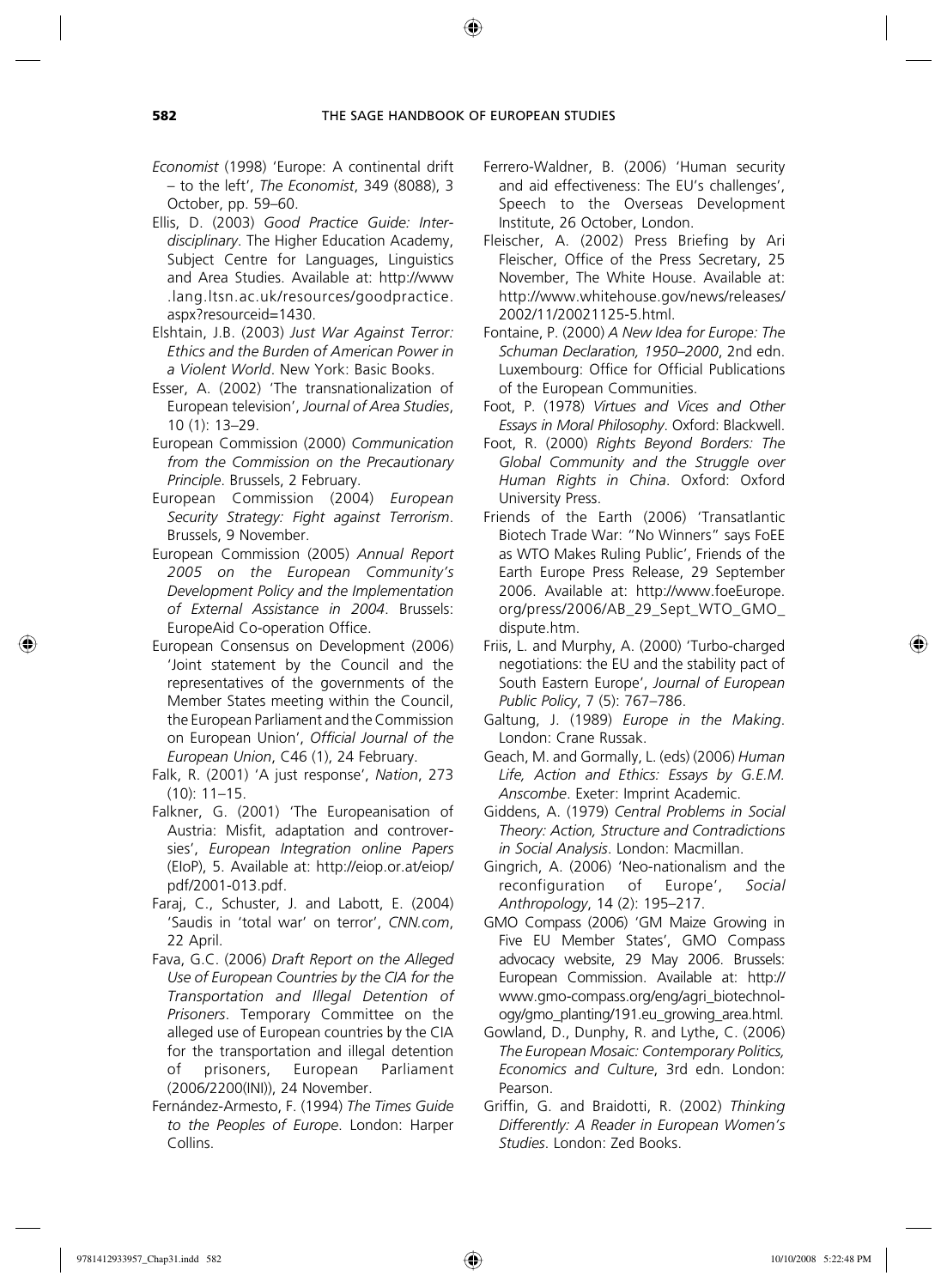*Economist* (1998) 'Europe: A continental drift – to the left', *The Economist*, 349 (8088), 3 October, pp. 59–60.

Ellis, D. (2003) *Good Practice Guide: Interdisciplinary*. The Higher Education Academy, Subject Centre for Languages, Linguistics and Area Studies. Available at: http://www.lang.ltsn.ac.uk/resources/goodpractice.aspx?resourceid=1430.

Elshtain, J.B. (2003) *Just War Against Terror: Ethics and the Burden of American Power in a Violent World*. New York: Basic Books.

Esser, A. (2002) 'The transnationalization of European television', *Journal of Area Studies*, 10 (1): 13–29.

European Commission (2000) *Communication from the Commission on the Precautionary Principle*. Brussels, 2 February.

European Commission (2004) *European Security Strategy: Fight against Terrorism*. Brussels, 9 November.

European Commission (2005) *Annual Report 2005 on the European Community's Development Policy and the Implementation of External Assistance in 2004*. Brussels: EuropeAid Co-operation Office.

European Consensus on Development (2006) 'Joint statement by the Council and the representatives of the governments of the Member States meeting within the Council, the European Parliament and the Commission on European Union', *Official Journal of the European Union*, C46 (1), 24 February.

Falk, R. (2001) 'A just response', *Nation*, 273 (10): 11–15.

Falkner, G. (2001) 'The Europeanisation of Austria: Misfit, adaptation and controversies', *European Integration online Papers* (EIoP), 5. Available at: http://eiop.or.at/eiop/pdf/2001-013.pdf.

Faraj, C., Schuster, J. and Labott, E. (2004) 'Saudis in 'total war' on terror', *CNN.com*, 22 April.

Fava, G.C. (2006) *Draft Report on the Alleged Use of European Countries by the CIA for the Transportation and Illegal Detention of Prisoners*. Temporary Committee on the alleged use of European countries by the CIA for the transportation and illegal detention of prisoners, European Parliament (2006/2200(INI)), 24 November.

Fernández-Armesto, F. (1994) *The Times Guide to the Peoples of Europe*. London: Harper Collins.

Ferrero-Waldner, B. (2006) 'Human security and aid effectiveness: The EU's challenges', Speech to the Overseas Development Institute, 26 October, London.

Fleischer, A. (2002) Press Briefing by Ari Fleischer, Office of the Press Secretary, 25 November, The White House. Available at: http://www.whitehouse.gov/news/releases/2002/11/20021125-5.html.

Fontaine, P. (2000) *A New Idea for Europe: The Schuman Declaration, 1950–2000*, 2nd edn. Luxembourg: Office for Official Publications of the European Communities.

Foot, P. (1978) *Virtues and Vices and Other Essays in Moral Philosophy*. Oxford: Blackwell.

Foot, R. (2000) *Rights Beyond Borders: The Global Community and the Struggle over Human Rights in China*. Oxford: Oxford University Press.

Friends of the Earth (2006) 'Transatlantic Biotech Trade War: "No Winners" says FoEE as WTO Makes Ruling Public', Friends of the Earth Europe Press Release, 29 September 2006. Available at: http://www.foeEurope.org/press/2006/AB_29_Sept_WTO_GMO_dispute.htm.

Friis, L. and Murphy, A. (2000) 'Turbo-charged negotiations: the EU and the stability pact of South Eastern Europe', *Journal of European Public Policy*, 7 (5): 767–786.

Galtung, J. (1989) *Europe in the Making*. London: Crane Russak.

Geach, M. and Gormally, L. (eds) (2006) *Human Life, Action and Ethics: Essays by G.E.M. Anscombe*. Exeter: Imprint Academic.

Giddens, A. (1979) *Central Problems in Social Theory: Action, Structure and Contradictions in Social Analysis*. London: Macmillan.

Gingrich, A. (2006) 'Neo-nationalism and the reconfiguration of Europe', *Social Anthropology*, 14 (2): 195–217.

GMO Compass (2006) 'GM Maize Growing in Five EU Member States', GMO Compass advocacy website, 29 May 2006. Brussels: European Commission. Available at: http://www.gmo-compass.org/eng/agri_biotechnology/gmo_planting/191.eu_growing_area.html.

Gowland, D., Dunphy, R. and Lythe, C. (2006) *The European Mosaic: Contemporary Politics, Economics and Culture*, 3rd edn. London: Pearson.

Griffin, G. and Braidotti, R. (2002) *Thinking Differently: A Reader in European Women's Studies*. London: Zed Books.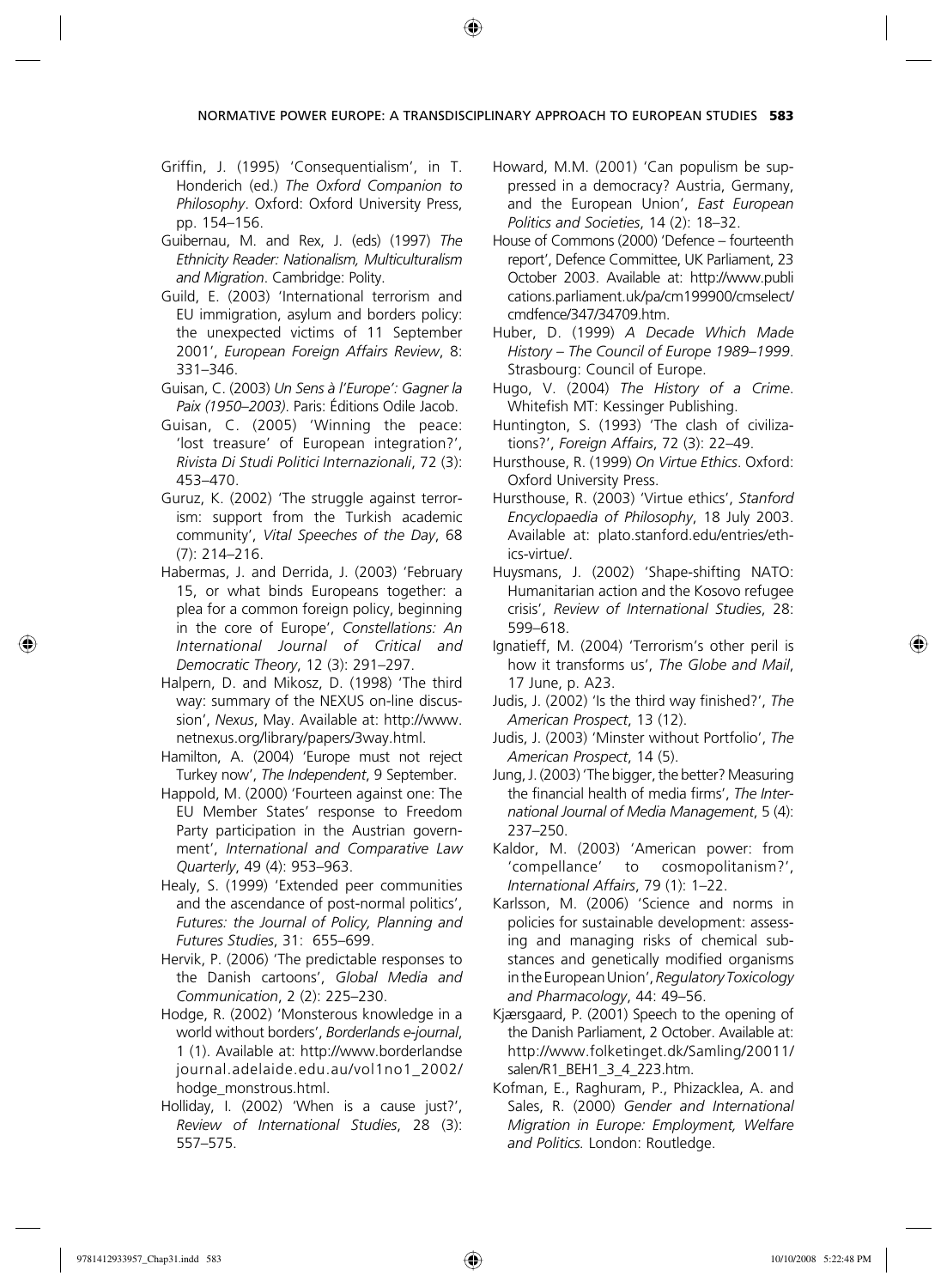Griffin, J. (1995) 'Consequentialism', in T. Honderich (ed.) *The Oxford Companion to Philosophy*. Oxford: Oxford University Press, pp. 154–156.

Guibernau, M. and Rex, J. (eds) (1997) *The Ethnicity Reader: Nationalism, Multiculturalism and Migration*. Cambridge: Polity.

Guild, E. (2003) 'International terrorism and EU immigration, asylum and borders policy: the unexpected victims of 11 September 2001', *European Foreign Affairs Review*, 8: 331–346.

Guisan, C. (2003) *Un Sens à l'Europe': Gagner la Paix (1950–2003)*. Paris: Éditions Odile Jacob.

Guisan, C. (2005) 'Winning the peace: 'lost treasure' of European integration?', *Rivista Di Studi Politici Internazionali*, 72 (3): 453–470.

Guruz, K. (2002) 'The struggle against terrorism: support from the Turkish academic community', *Vital Speeches of the Day*, 68 (7): 214–216.

Habermas, J. and Derrida, J. (2003) 'February 15, or what binds Europeans together: a plea for a common foreign policy, beginning in the core of Europe', *Constellations: An International Journal of Critical and Democratic Theory*, 12 (3): 291–297.

Halpern, D. and Mikosz, D. (1998) 'The third way: summary of the NEXUS on-line discussion', *Nexus*, May. Available at: http://www.netnexus.org/library/papers/3way.html.

Hamilton, A. (2004) 'Europe must not reject Turkey now', *The Independent*, 9 September.

Happold, M. (2000) 'Fourteen against one: The EU Member States' response to Freedom Party participation in the Austrian government', *International and Comparative Law Quarterly*, 49 (4): 953–963.

Healy, S. (1999) 'Extended peer communities and the ascendance of post-normal politics', *Futures: the Journal of Policy, Planning and Futures Studies*, 31: 655–699.

Hervik, P. (2006) 'The predictable responses to the Danish cartoons', *Global Media and Communication*, 2 (2): 225–230.

Hodge, R. (2002) 'Monsterous knowledge in a world without borders', *Borderlands e-journal*, 1 (1). Available at: http://www.borderlandsejournal.adelaide.edu.au/vol1no1_2002/hodge_monstrous.html.

Holliday, I. (2002) 'When is a cause just?', *Review of International Studies*, 28 (3): 557–575.

Howard, M.M. (2001) 'Can populism be suppressed in a democracy? Austria, Germany, and the European Union', *East European Politics and Societies*, 14 (2): 18–32.

House of Commons (2000) 'Defence – fourteenth report', Defence Committee, UK Parliament, 23 October 2003. Available at: http://www.publications.parliament.uk/pa/cm199900/cmselect/cmdfence/347/34709.htm.

Huber, D. (1999) *A Decade Which Made History – The Council of Europe 1989–1999*. Strasbourg: Council of Europe.

Hugo, V. (2004) *The History of a Crime*. Whitefish MT: Kessinger Publishing.

Huntington, S. (1993) 'The clash of civilizations?', *Foreign Affairs*, 72 (3): 22–49.

Hursthouse, R. (1999) *On Virtue Ethics*. Oxford: Oxford University Press.

Hursthouse, R. (2003) 'Virtue ethics', *Stanford Encyclopaedia of Philosophy*, 18 July 2003. Available at: plato.stanford.edu/entries/ethics-virtue/.

Huysmans, J. (2002) 'Shape-shifting NATO: Humanitarian action and the Kosovo refugee crisis', *Review of International Studies*, 28: 599–618.

Ignatieff, M. (2004) 'Terrorism's other peril is how it transforms us', *The Globe and Mail*, 17 June, p. A23.

Judis, J. (2002) 'Is the third way finished?', *The American Prospect*, 13 (12).

Judis, J. (2003) 'Minster without Portfolio', *The American Prospect*, 14 (5).

Jung, J. (2003) 'The bigger, the better? Measuring the financial health of media firms', *The International Journal of Media Management*, 5 (4): 237–250.

Kaldor, M. (2003) 'American power: from 'compellance' to cosmopolitanism?', *International Affairs*, 79 (1): 1–22.

Karlsson, M. (2006) 'Science and norms in policies for sustainable development: assessing and managing risks of chemical substances and genetically modified organisms in the European Union', *Regulatory Toxicology and Pharmacology*, 44: 49–56.

Kjærsgaard, P. (2001) Speech to the opening of the Danish Parliament, 2 October. Available at: http://www.folketinget.dk/Samling/20011/salen/R1_BEH1_3_4_223.htm.

Kofman, E., Raghuram, P., Phizacklea, A. and Sales, R. (2000) *Gender and International Migration in Europe: Employment, Welfare and Politics.* London: Routledge.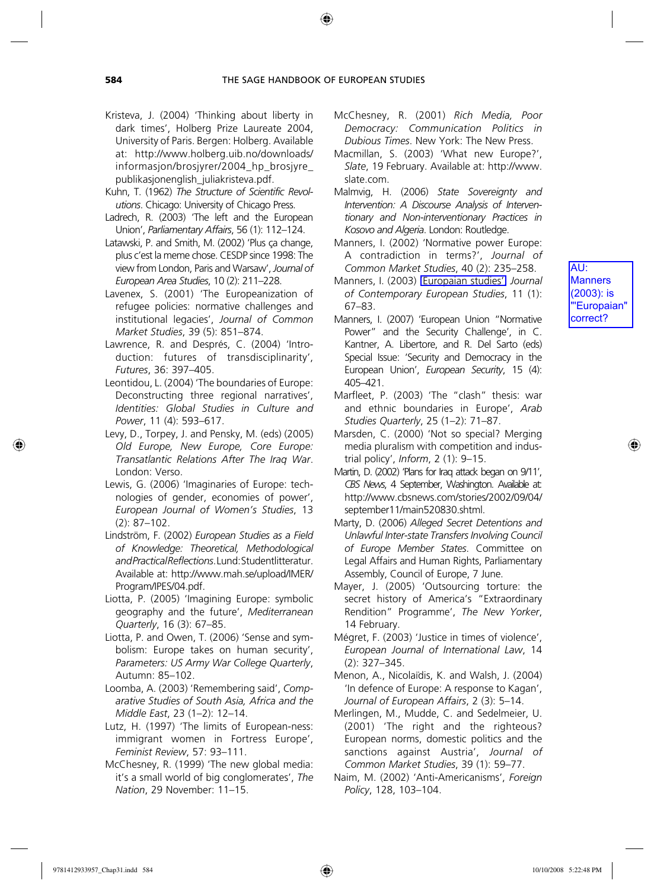Kristeva, J. (2004) 'Thinking about liberty in dark times', Holberg Prize Laureate 2004, University of Paris. Bergen: Holberg. Available at: http://www.holberg.uib.no/downloads/informasjon/brosjyrer/2004_hp_brosjyre_publikasjonenglish_juliakristeva.pdf.

Kuhn, T. (1962) *The Structure of Scientific Revolutions*. Chicago: University of Chicago Press.

Ladrech, R. (2003) 'The left and the European Union', *Parliamentary Affairs*, 56 (1): 112–124.

Latawski, P. and Smith, M. (2002) 'Plus ça change, plus c'est la meme chose. CESDP since 1998: The view from London, Paris and Warsaw', *Journal of European Area Studies*, 10 (2): 211–228.

Lavenex, S. (2001) 'The Europeanization of refugee policies: normative challenges and institutional legacies', *Journal of Common Market Studies*, 39 (5): 851–874.

Lawrence, R. and Després, C. (2004) 'Introduction: futures of transdisciplinarity', *Futures*, 36: 397–405.

Leontidou, L. (2004) 'The boundaries of Europe: Deconstructing three regional narratives', *Identities: Global Studies in Culture and Power*, 11 (4): 593–617.

Levy, D., Torpey, J. and Pensky, M. (eds) (2005) *Old Europe, New Europe, Core Europe: Transatlantic Relations After The Iraq War*. London: Verso.

Lewis, G. (2006) 'Imaginaries of Europe: technologies of gender, economies of power', *European Journal of Women's Studies*, 13 (2): 87–102.

Lindström, F. (2002) *European Studies as a Field of Knowledge: Theoretical, Methodological and Practical Reflections*. Lund: Studentlitteratur. Available at: http://www.mah.se/upload/IMER/Program/IPES/04.pdf.

Liotta, P. (2005) 'Imagining Europe: symbolic geography and the future', *Mediterranean Quarterly*, 16 (3): 67–85.

Liotta, P. and Owen, T. (2006) 'Sense and symbolism: Europe takes on human security', *Parameters: US Army War College Quarterly*, Autumn: 85–102.

Loomba, A. (2003) 'Remembering said', *Comparative Studies of South Asia, Africa and the Middle East*, 23 (1–2): 12–14.

Lutz, H. (1997) 'The limits of European-ness: immigrant women in Fortress Europe', *Feminist Review*, 57: 93–111.

McChesney, R. (1999) 'The new global media: it's a small world of big conglomerates', *The Nation*, 29 November: 11–15.

McChesney, R. (2001) *Rich Media, Poor Democracy: Communication Politics in Dubious Times*. New York: The New Press.

Macmillan, S. (2003) 'What new Europe?', *Slate*, 19 February. Available at: http://www.slate.com.

Malmvig, H. (2006) *State Sovereignty and Intervention: A Discourse Analysis of Interventionary and Non-interventionary Practices in Kosovo and Algeria*. London: Routledge.

Manners, I. (2002) 'Normative power Europe: A contradiction in terms?', *Journal of Common Market Studies*, 40 (2): 235–258.

Manners, I. (2003) 'Europaian studies', *Journal of Contemporary European Studies*, 11 (1): 67–83.

AU: Manners (2003): is "'Europaian" correct?

Manners, I. (2007) 'European Union "Normative Power" and the Security Challenge', in C. Kantner, A. Libertore, and R. Del Sarto (eds) Special Issue: 'Security and Democracy in the European Union', *European Security*, 15 (4): 405–421.

Marfleet, P. (2003) 'The "clash" thesis: war and ethnic boundaries in Europe', *Arab Studies Quarterly*, 25 (1–2): 71–87.

Marsden, C. (2000) 'Not so special? Merging media pluralism with competition and industrial policy', *Inform*, 2 (1): 9–15.

Martin, D. (2002) 'Plans for Iraq attack began on 9/11', *CBS News*, 4 September, Washington. Available at: http://www.cbsnews.com/stories/2002/09/04/september11/main520830.shtml.

Marty, D. (2006) *Alleged Secret Detentions and Unlawful Inter-state Transfers Involving Council of Europe Member States*. Committee on Legal Affairs and Human Rights, Parliamentary Assembly, Council of Europe, 7 June.

Mayer, J. (2005) 'Outsourcing torture: the secret history of America's "Extraordinary Rendition" Programme', *The New Yorker*, 14 February.

Mégret, F. (2003) 'Justice in times of violence', *European Journal of International Law*, 14 (2): 327–345.

Menon, A., Nicolaïdis, K. and Walsh, J. (2004) 'In defence of Europe: A response to Kagan', *Journal of European Affairs*, 2 (3): 5–14.

Merlingen, M., Mudde, C. and Sedelmeier, U. (2001) 'The right and the righteous? European norms, domestic politics and the sanctions against Austria', *Journal of Common Market Studies*, 39 (1): 59–77.

Naim, M. (2002) 'Anti-Americanisms', *Foreign Policy*, 128, 103–104.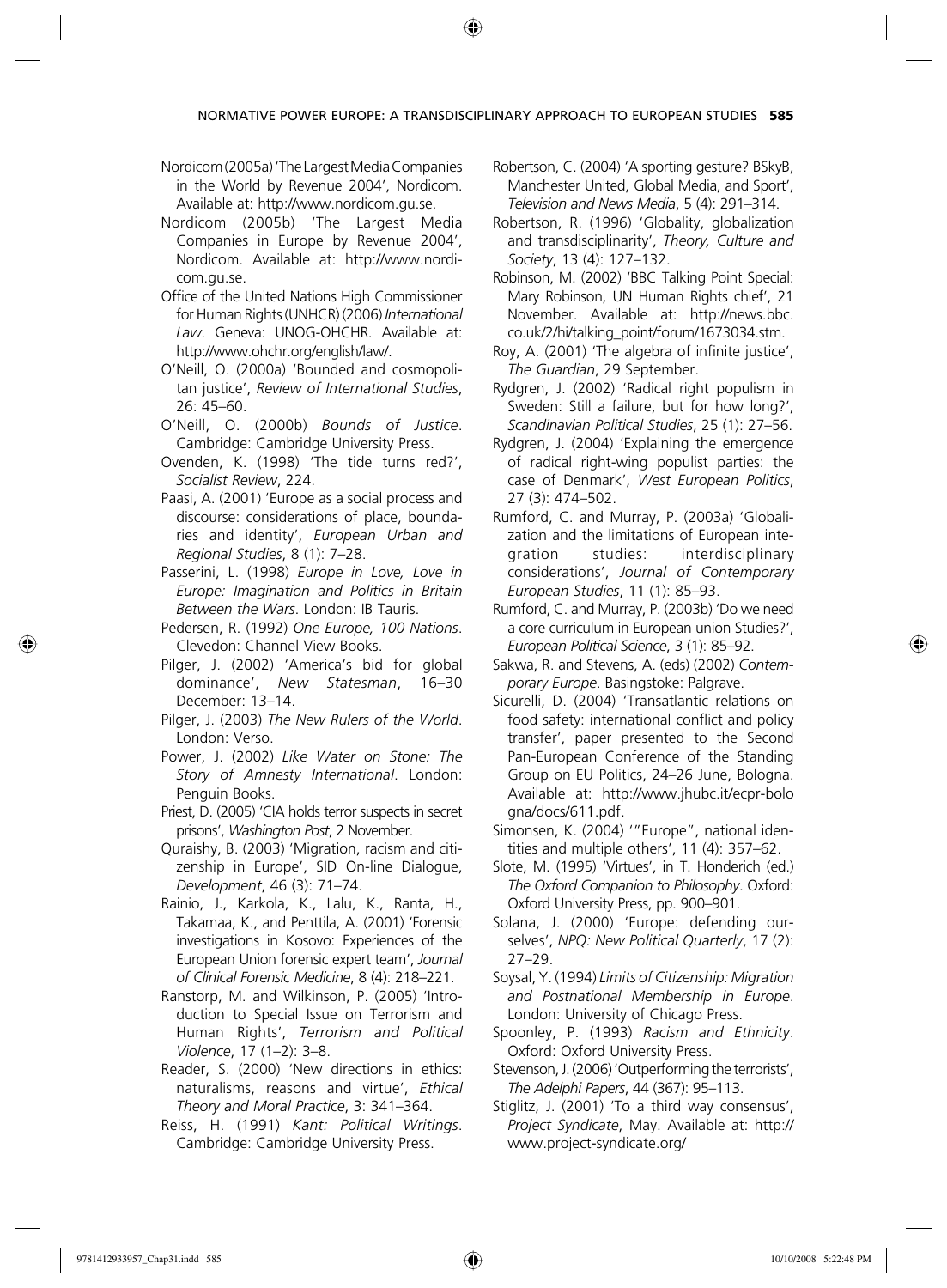Nordicom (2005a) 'The Largest Media Companies in the World by Revenue 2004', Nordicom. Available at: http://www.nordicom.gu.se.

Nordicom (2005b) 'The Largest Media Companies in Europe by Revenue 2004', Nordicom. Available at: http://www.nordicom.gu.se.

Office of the United Nations High Commissioner for Human Rights (UNHCR) (2006) *International Law*. Geneva: UNOG-OHCHR. Available at: http://www.ohchr.org/english/law/.

O'Neill, O. (2000a) 'Bounded and cosmopolitan justice', *Review of International Studies*, 26: 45–60.

O'Neill, O. (2000b) *Bounds of Justice*. Cambridge: Cambridge University Press.

Ovenden, K. (1998) 'The tide turns red?', *Socialist Review*, 224.

Paasi, A. (2001) 'Europe as a social process and discourse: considerations of place, boundaries and identity', *European Urban and Regional Studies*, 8 (1): 7–28.

Passerini, L. (1998) *Europe in Love, Love in Europe: Imagination and Politics in Britain Between the Wars*. London: IB Tauris.

Pedersen, R. (1992) *One Europe, 100 Nations*. Clevedon: Channel View Books.

Pilger, J. (2002) 'America's bid for global dominance', *New Statesman*, 16–30 December: 13–14.

Pilger, J. (2003) *The New Rulers of the World*. London: Verso.

Power, J. (2002) *Like Water on Stone: The Story of Amnesty International*. London: Penguin Books.

Priest, D. (2005) 'CIA holds terror suspects in secret prisons', *Washington Post*, 2 November.

Quraishy, B. (2003) 'Migration, racism and citizenship in Europe', SID On-line Dialogue, *Development*, 46 (3): 71–74.

Rainio, J., Karkola, K., Lalu, K., Ranta, H., Takamaa, K., and Penttila, A. (2001) 'Forensic investigations in Kosovo: Experiences of the European Union forensic expert team', *Journal of Clinical Forensic Medicine*, 8 (4): 218–221.

Ranstorp, M. and Wilkinson, P. (2005) 'Introduction to Special Issue on Terrorism and Human Rights', *Terrorism and Political Violence*, 17 (1–2): 3–8.

Reader, S. (2000) 'New directions in ethics: naturalisms, reasons and virtue', *Ethical Theory and Moral Practice*, 3: 341–364.

Reiss, H. (1991) *Kant: Political Writings*. Cambridge: Cambridge University Press.

Robertson, C. (2004) 'A sporting gesture? BSkyB, Manchester United, Global Media, and Sport', *Television and News Media*, 5 (4): 291–314.

Robertson, R. (1996) 'Globality, globalization and transdisciplinarity', *Theory, Culture and Society*, 13 (4): 127–132.

Robinson, M. (2002) 'BBC Talking Point Special: Mary Robinson, UN Human Rights chief', 21 November. Available at: http://news.bbc.co.uk/2/hi/talking_point/forum/1673034.stm.

Roy, A. (2001) 'The algebra of infinite justice', *The Guardian*, 29 September.

Rydgren, J. (2002) 'Radical right populism in Sweden: Still a failure, but for how long?', *Scandinavian Political Studies*, 25 (1): 27–56.

Rydgren, J. (2004) 'Explaining the emergence of radical right-wing populist parties: the case of Denmark', *West European Politics*, 27 (3): 474–502.

Rumford, C. and Murray, P. (2003a) 'Globalization and the limitations of European integration studies: interdisciplinary considerations', *Journal of Contemporary European Studies*, 11 (1): 85–93.

Rumford, C. and Murray, P. (2003b) 'Do we need a core curriculum in European union Studies?', *European Political Science*, 3 (1): 85–92.

Sakwa, R. and Stevens, A. (eds) (2002) *Contemporary Europe*. Basingstoke: Palgrave.

Sicurelli, D. (2004) 'Transatlantic relations on food safety: international conflict and policy transfer', paper presented to the Second Pan-European Conference of the Standing Group on EU Politics, 24–26 June, Bologna. Available at: http://www.jhubc.it/ecpr-bologna/docs/611.pdf.

Simonsen, K. (2004) '"Europe", national identities and multiple others', 11 (4): 357–62.

Slote, M. (1995) 'Virtues', in T. Honderich (ed.) *The Oxford Companion to Philosophy*. Oxford: Oxford University Press, pp. 900–901.

Solana, J. (2000) 'Europe: defending ourselves', *NPQ: New Political Quarterly*, 17 (2): 27–29.

Soysal, Y. (1994) *Limits of Citizenship: Migration and Postnational Membership in Europe*. London: University of Chicago Press.

Spoonley, P. (1993) *Racism and Ethnicity*. Oxford: Oxford University Press.

Stevenson, J. (2006) 'Outperforming the terrorists', *The Adelphi Papers*, 44 (367): 95–113.

Stiglitz, J. (2001) 'To a third way consensus', *Project Syndicate*, May. Available at: http://www.project-syndicate.org/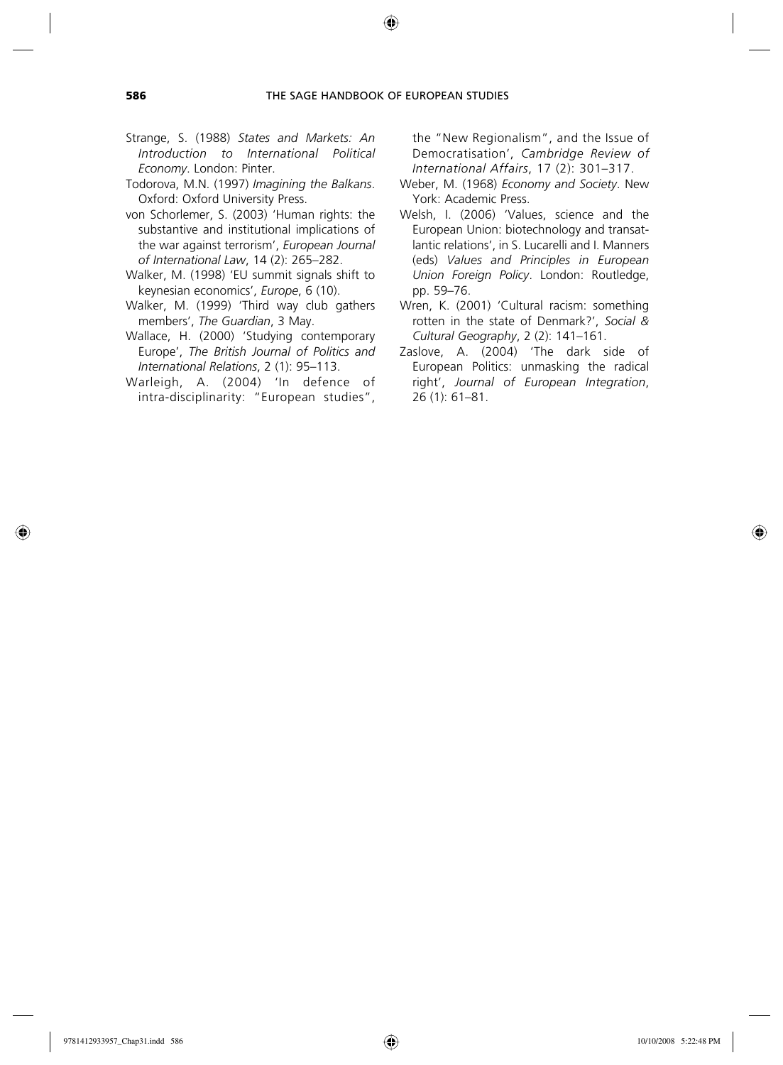Strange, S. (1988) *States and Markets: An Introduction to International Political Economy*. London: Pinter.

Todorova, M.N. (1997) *Imagining the Balkans*. Oxford: Oxford University Press.

von Schorlemer, S. (2003) 'Human rights: the substantive and institutional implications of the war against terrorism', *European Journal of International Law*, 14 (2): 265–282.

Walker, M. (1998) 'EU summit signals shift to keynesian economics', *Europe*, 6 (10).

Walker, M. (1999) 'Third way club gathers members', *The Guardian*, 3 May.

Wallace, H. (2000) 'Studying contemporary Europe', *The British Journal of Politics and International Relations*, 2 (1): 95–113.

Warleigh, A. (2004) 'In defence of intra-disciplinarity: "European studies", the "New Regionalism", and the Issue of Democratisation', *Cambridge Review of International Affairs*, 17 (2): 301–317.

Weber, M. (1968) *Economy and Society*. New York: Academic Press.

Welsh, I. (2006) 'Values, science and the European Union: biotechnology and transatlantic relations', in S. Lucarelli and I. Manners (eds) *Values and Principles in European Union Foreign Policy*. London: Routledge, pp. 59–76.

Wren, K. (2001) 'Cultural racism: something rotten in the state of Denmark?', *Social & Cultural Geography*, 2 (2): 141–161.

Zaslove, A. (2004) 'The dark side of European Politics: unmasking the radical right', *Journal of European Integration*, 26 (1): 61–81.